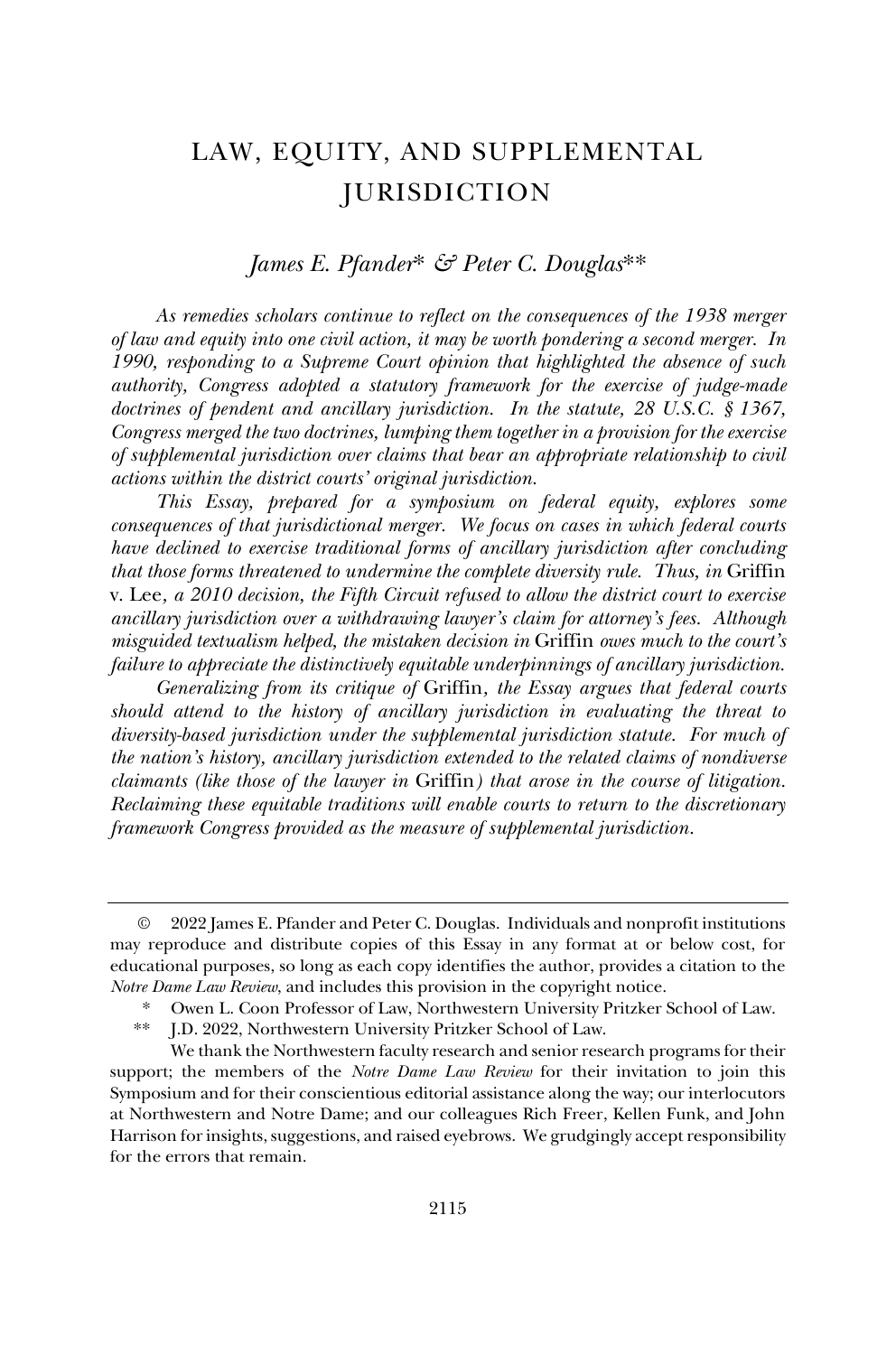# LAW, EQUITY, AND SUPPLEMENTAL JURISDICTION

*James E. Pfander\* & Peter C. Douglas\*\**

*As remedies scholars continue to reflect on the consequences of the 1938 merger of law and equity into one civil action, it may be worth pondering a second merger. In 1990, responding to a Supreme Court opinion that highlighted the absence of such authority, Congress adopted a statutory framework for the exercise of judge-made doctrines of pendent and ancillary jurisdiction. In the statute, 28 U.S.C. § 1367, Congress merged the two doctrines, lumping them together in a provision for the exercise of supplemental jurisdiction over claims that bear an appropriate relationship to civil actions within the district courts' original jurisdiction.*

*This Essay, prepared for a symposium on federal equity, explores some consequences of that jurisdictional merger. We focus on cases in which federal courts have declined to exercise traditional forms of ancillary jurisdiction after concluding that those forms threatened to undermine the complete diversity rule. Thus, in* Griffin v. Lee*, a 2010 decision, the Fifth Circuit refused to allow the district court to exercise ancillary jurisdiction over a withdrawing lawyer's claim for attorney's fees. Although misguided textualism helped, the mistaken decision in* Griffin *owes much to the court's failure to appreciate the distinctively equitable underpinnings of ancillary jurisdiction.*

*Generalizing from its critique of* Griffin*, the Essay argues that federal courts should attend to the history of ancillary jurisdiction in evaluating the threat to diversity-based jurisdiction under the supplemental jurisdiction statute. For much of the nation's history, ancillary jurisdiction extended to the related claims of nondiverse claimants (like those of the lawyer in* Griffin*) that arose in the course of litigation. Reclaiming these equitable traditions will enable courts to return to the discretionary framework Congress provided as the measure of supplemental jurisdiction.*

---

© 2022 James E. Pfander and Peter C. Douglas. Individuals and nonprofit institutions may reproduce and distribute copies of this Essay in any format at or below cost, for educational purposes, so long as each copy identifies the author, provides a citation to the *Notre Dame Law Review*, and includes this provision in the copyright notice.

\* Owen L. Coon Professor of Law, Northwestern University Pritzker School of Law.

\*\* J.D. 2022, Northwestern University Pritzker School of Law.

We thank the Northwestern faculty research and senior research programs for their support; the members of the *Notre Dame Law Review* for their invitation to join this Symposium and for their conscientious editorial assistance along the way; our interlocutors at Northwestern and Notre Dame; and our colleagues Rich Freer, Kellen Funk, and John Harrison for insights, suggestions, and raised eyebrows. We grudgingly accept responsibility for the errors that remain.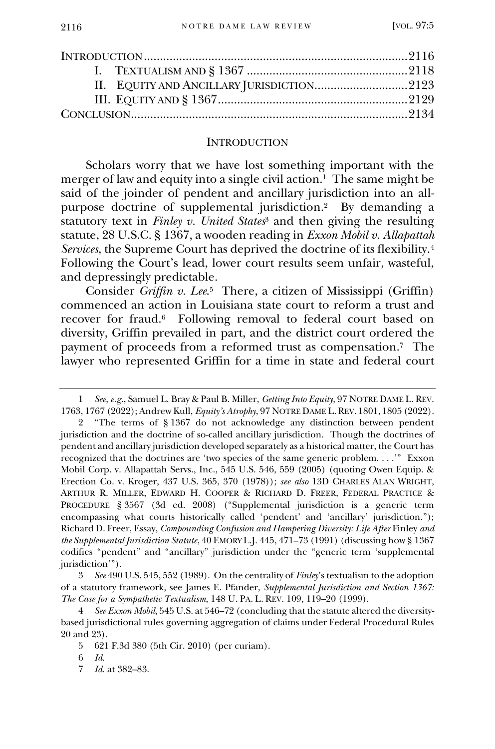| | |
|---|---|
| INTRODUCTION | 2116 |
| I. TEXTUALISM AND § 1367 | 2118 |
| II. EQUITY AND ANCILLARY JURISDICTION | 2123 |
| III. EQUITY AND § 1367 | 2129 |
| CONCLUSION | 2134 |

## INTRODUCTION

Scholars worry that we have lost something important with the merger of law and equity into a single civil action.[1] The same might be said of the joinder of pendent and ancillary jurisdiction into an all-purpose doctrine of supplemental jurisdiction.[2] By demanding a statutory text in *Finley v. United States*[3] and then giving the resulting statute, 28 U.S.C. § 1367, a wooden reading in *Exxon Mobil v. Allapattah Services*, the Supreme Court has deprived the doctrine of its flexibility.[4] Following the Court's lead, lower court results seem unfair, wasteful, and depressingly predictable.

Consider *Griffin v. Lee*.[5] There, a citizen of Mississippi (Griffin) commenced an action in Louisiana state court to reform a trust and recover for fraud.[6] Following removal to federal court based on diversity, Griffin prevailed in part, and the district court ordered the payment of proceeds from a reformed trust as compensation.[7] The lawyer who represented Griffin for a time in state and federal court

---

1 *See, e.g.*, Samuel L. Bray & Paul B. Miller, *Getting Into Equity*, 97 NOTRE DAME L. REV. 1763, 1767 (2022); Andrew Kull, *Equity's Atrophy*, 97 NOTRE DAME L. REV. 1801, 1805 (2022).

2 "The terms of § 1367 do not acknowledge any distinction between pendent jurisdiction and the doctrine of so-called ancillary jurisdiction. Though the doctrines of pendent and ancillary jurisdiction developed separately as a historical matter, the Court has recognized that the doctrines are 'two species of the same generic problem. . . .'" Exxon Mobil Corp. v. Allapattah Servs., Inc., 545 U.S. 546, 559 (2005) (quoting Owen Equip. & Erection Co. v. Kroger, 437 U.S. 365, 370 (1978)); *see also* 13D CHARLES ALAN WRIGHT, ARTHUR R. MILLER, EDWARD H. COOPER & RICHARD D. FREER, FEDERAL PRACTICE & PROCEDURE § 3567 (3d ed. 2008) ("Supplemental jurisdiction is a generic term encompassing what courts historically called 'pendent' and 'ancillary' jurisdiction."); Richard D. Freer, Essay, *Compounding Confusion and Hampering Diversity: Life After* Finley *and the Supplemental Jurisdiction Statute*, 40 EMORY L.J. 445, 471–73 (1991) (discussing how § 1367 codifies "pendent" and "ancillary" jurisdiction under the "generic term 'supplemental jurisdiction'").

3 *See* 490 U.S. 545, 552 (1989). On the centrality of *Finley*'s textualism to the adoption of a statutory framework, see James E. Pfander, *Supplemental Jurisdiction and Section 1367: The Case for a Sympathetic Textualism*, 148 U. PA. L. REV. 109, 119–20 (1999).

4 *See Exxon Mobil*, 545 U.S. at 546–72 (concluding that the statute altered the diversity-based jurisdictional rules governing aggregation of claims under Federal Procedural Rules 20 and 23).

5 621 F.3d 380 (5th Cir. 2010) (per curiam).

6 *Id.*

7 *Id.* at 382–83.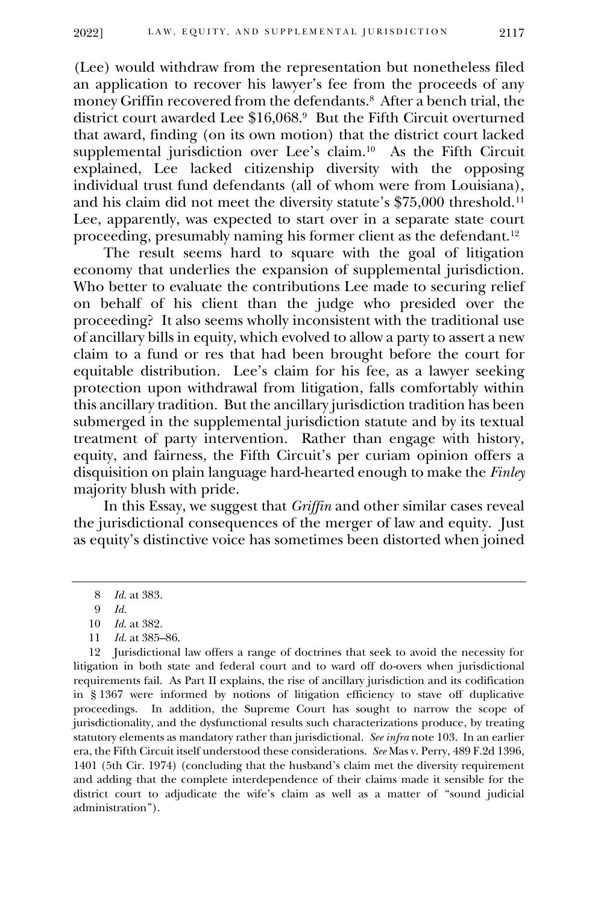(Lee) would withdraw from the representation but nonetheless filed an application to recover his lawyer's fee from the proceeds of any money Griffin recovered from the defendants.[8] After a bench trial, the district court awarded Lee $16,068.[9] But the Fifth Circuit overturned that award, finding (on its own motion) that the district court lacked supplemental jurisdiction over Lee's claim.[10] As the Fifth Circuit explained, Lee lacked citizenship diversity with the opposing individual trust fund defendants (all of whom were from Louisiana), and his claim did not meet the diversity statute's $75,000 threshold.[11] Lee, apparently, was expected to start over in a separate state court proceeding, presumably naming his former client as the defendant.[12]

The result seems hard to square with the goal of litigation economy that underlies the expansion of supplemental jurisdiction. Who better to evaluate the contributions Lee made to securing relief on behalf of his client than the judge who presided over the proceeding? It also seems wholly inconsistent with the traditional use of ancillary bills in equity, which evolved to allow a party to assert a new claim to a fund or res that had been brought before the court for equitable distribution. Lee's claim for his fee, as a lawyer seeking protection upon withdrawal from litigation, falls comfortably within this ancillary tradition. But the ancillary jurisdiction tradition has been submerged in the supplemental jurisdiction statute and by its textual treatment of party intervention. Rather than engage with history, equity, and fairness, the Fifth Circuit's per curiam opinion offers a disquisition on plain language hard-hearted enough to make the *Finley* majority blush with pride.

In this Essay, we suggest that *Griffin* and other similar cases reveal the jurisdictional consequences of the merger of law and equity. Just as equity's distinctive voice has sometimes been distorted when joined

---

8 *Id.* at 383.

9 *Id.*

10 *Id.* at 382.

11 *Id.* at 385–86.

12 Jurisdictional law offers a range of doctrines that seek to avoid the necessity for litigation in both state and federal court and to ward off do-overs when jurisdictional requirements fail. As Part II explains, the rise of ancillary jurisdiction and its codification in § 1367 were informed by notions of litigation efficiency to stave off duplicative proceedings. In addition, the Supreme Court has sought to narrow the scope of jurisdictionality, and the dysfunctional results such characterizations produce, by treating statutory elements as mandatory rather than jurisdictional. *See infra* note 103. In an earlier era, the Fifth Circuit itself understood these considerations. *See* Mas v. Perry, 489 F.2d 1396, 1401 (5th Cir. 1974) (concluding that the husband's claim met the diversity requirement and adding that the complete interdependence of their claims made it sensible for the district court to adjudicate the wife's claim as well as a matter of "sound judicial administration").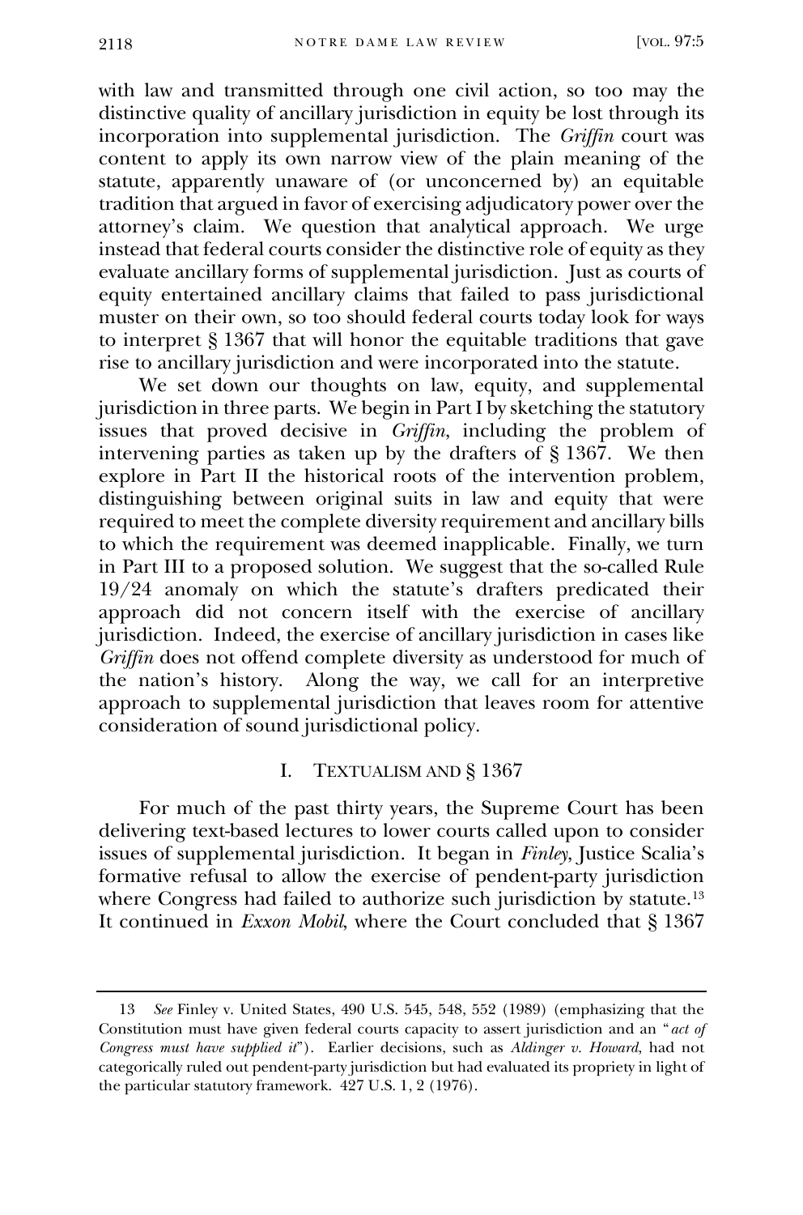with law and transmitted through one civil action, so too may the distinctive quality of ancillary jurisdiction in equity be lost through its incorporation into supplemental jurisdiction. The *Griffin* court was content to apply its own narrow view of the plain meaning of the statute, apparently unaware of (or unconcerned by) an equitable tradition that argued in favor of exercising adjudicatory power over the attorney's claim. We question that analytical approach. We urge instead that federal courts consider the distinctive role of equity as they evaluate ancillary forms of supplemental jurisdiction. Just as courts of equity entertained ancillary claims that failed to pass jurisdictional muster on their own, so too should federal courts today look for ways to interpret § 1367 that will honor the equitable traditions that gave rise to ancillary jurisdiction and were incorporated into the statute.

We set down our thoughts on law, equity, and supplemental jurisdiction in three parts. We begin in Part I by sketching the statutory issues that proved decisive in *Griffin*, including the problem of intervening parties as taken up by the drafters of § 1367. We then explore in Part II the historical roots of the intervention problem, distinguishing between original suits in law and equity that were required to meet the complete diversity requirement and ancillary bills to which the requirement was deemed inapplicable. Finally, we turn in Part III to a proposed solution. We suggest that the so-called Rule 19/24 anomaly on which the statute's drafters predicated their approach did not concern itself with the exercise of ancillary jurisdiction. Indeed, the exercise of ancillary jurisdiction in cases like *Griffin* does not offend complete diversity as understood for much of the nation's history. Along the way, we call for an interpretive approach to supplemental jurisdiction that leaves room for attentive consideration of sound jurisdictional policy.

## I. TEXTUALISM AND § 1367

For much of the past thirty years, the Supreme Court has been delivering text-based lectures to lower courts called upon to consider issues of supplemental jurisdiction. It began in *Finley*, Justice Scalia's formative refusal to allow the exercise of pendent-party jurisdiction where Congress had failed to authorize such jurisdiction by statute.[13] It continued in *Exxon Mobil*, where the Court concluded that § 1367

---

13 *See* Finley v. United States, 490 U.S. 545, 548, 552 (1989) (emphasizing that the Constitution must have given federal courts capacity to assert jurisdiction and an "*act of Congress must have supplied it*"). Earlier decisions, such as *Aldinger v. Howard*, had not categorically ruled out pendent-party jurisdiction but had evaluated its propriety in light of the particular statutory framework. 427 U.S. 1, 2 (1976).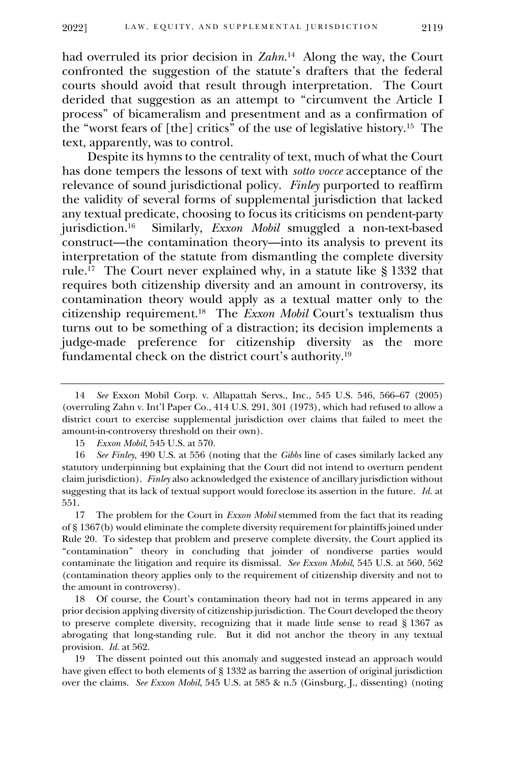had overruled its prior decision in *Zahn*.[14] Along the way, the Court confronted the suggestion of the statute's drafters that the federal courts should avoid that result through interpretation. The Court derided that suggestion as an attempt to "circumvent the Article I process" of bicameralism and presentment and as a confirmation of the "worst fears of [the] critics" of the use of legislative history.[15] The text, apparently, was to control.

Despite its hymns to the centrality of text, much of what the Court has done tempers the lessons of text with *sotto vocce* acceptance of the relevance of sound jurisdictional policy. *Finley* purported to reaffirm the validity of several forms of supplemental jurisdiction that lacked any textual predicate, choosing to focus its criticisms on pendent-party jurisdiction.[16] Similarly, *Exxon Mobil* smuggled a non-text-based construct—the contamination theory—into its analysis to prevent its interpretation of the statute from dismantling the complete diversity rule.[17] The Court never explained why, in a statute like § 1332 that requires both citizenship diversity and an amount in controversy, its contamination theory would apply as a textual matter only to the citizenship requirement.[18] The *Exxon Mobil* Court's textualism thus turns out to be something of a distraction; its decision implements a judge-made preference for citizenship diversity as the more fundamental check on the district court's authority.[19]

---

14 *See* Exxon Mobil Corp. v. Allapattah Servs., Inc., 545 U.S. 546, 566–67 (2005) (overruling Zahn v. Int'l Paper Co., 414 U.S. 291, 301 (1973), which had refused to allow a district court to exercise supplemental jurisdiction over claims that failed to meet the amount-in-controversy threshold on their own).

15 *Exxon Mobil*, 545 U.S. at 570.

16 *See Finley*, 490 U.S. at 556 (noting that the *Gibbs* line of cases similarly lacked any statutory underpinning but explaining that the Court did not intend to overturn pendent claim jurisdiction). *Finley* also acknowledged the existence of ancillary jurisdiction without suggesting that its lack of textual support would foreclose its assertion in the future. *Id.* at 551.

17 The problem for the Court in *Exxon Mobil* stemmed from the fact that its reading of § 1367(b) would eliminate the complete diversity requirement for plaintiffs joined under Rule 20. To sidestep that problem and preserve complete diversity, the Court applied its "contamination" theory in concluding that joinder of nondiverse parties would contaminate the litigation and require its dismissal. *See Exxon Mobil*, 545 U.S. at 560, 562 (contamination theory applies only to the requirement of citizenship diversity and not to the amount in controversy).

18 Of course, the Court's contamination theory had not in terms appeared in any prior decision applying diversity of citizenship jurisdiction. The Court developed the theory to preserve complete diversity, recognizing that it made little sense to read § 1367 as abrogating that long-standing rule. But it did not anchor the theory in any textual provision. *Id.* at 562.

19 The dissent pointed out this anomaly and suggested instead an approach would have given effect to both elements of § 1332 as barring the assertion of original jurisdiction over the claims. *See Exxon Mobil*, 545 U.S. at 585 & n.5 (Ginsburg, J., dissenting) (noting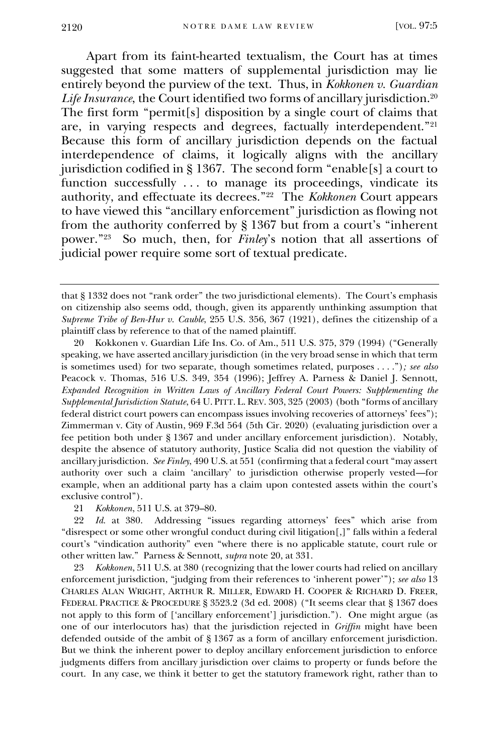Apart from its faint-hearted textualism, the Court has at times suggested that some matters of supplemental jurisdiction may lie entirely beyond the purview of the text. Thus, in *Kokkonen v. Guardian Life Insurance*, the Court identified two forms of ancillary jurisdiction.[20] The first form "permit[s] disposition by a single court of claims that are, in varying respects and degrees, factually interdependent."[21] Because this form of ancillary jurisdiction depends on the factual interdependence of claims, it logically aligns with the ancillary jurisdiction codified in § 1367. The second form "enable[s] a court to function successfully . . . to manage its proceedings, vindicate its authority, and effectuate its decrees."[22] The *Kokkonen* Court appears to have viewed this "ancillary enforcement" jurisdiction as flowing not from the authority conferred by § 1367 but from a court's "inherent power."[23] So much, then, for *Finley*'s notion that all assertions of judicial power require some sort of textual predicate.

---

that § 1332 does not "rank order" the two jurisdictional elements). The Court's emphasis on citizenship also seems odd, though, given its apparently unthinking assumption that *Supreme Tribe of Ben-Hur v. Cauble*, 255 U.S. 356, 367 (1921), defines the citizenship of a plaintiff class by reference to that of the named plaintiff.

20 Kokkonen v. Guardian Life Ins. Co. of Am., 511 U.S. 375, 379 (1994) ("Generally speaking, we have asserted ancillary jurisdiction (in the very broad sense in which that term is sometimes used) for two separate, though sometimes related, purposes . . . ."); *see also* Peacock v. Thomas, 516 U.S. 349, 354 (1996); Jeffrey A. Parness & Daniel J. Sennott, *Expanded Recognition in Written Laws of Ancillary Federal Court Powers: Supplementing the Supplemental Jurisdiction Statute*, 64 U. PITT. L. REV. 303, 325 (2003) (both "forms of ancillary federal district court powers can encompass issues involving recoveries of attorneys' fees"); Zimmerman v. City of Austin, 969 F.3d 564 (5th Cir. 2020) (evaluating jurisdiction over a fee petition both under § 1367 and under ancillary enforcement jurisdiction). Notably, despite the absence of statutory authority, Justice Scalia did not question the viability of ancillary jurisdiction. *See Finley*, 490 U.S. at 551 (confirming that a federal court "may assert authority over such a claim 'ancillary' to jurisdiction otherwise properly vested—for example, when an additional party has a claim upon contested assets within the court's exclusive control").

21 *Kokkonen*, 511 U.S. at 379–80.

22 *Id.* at 380. Addressing "issues regarding attorneys' fees" which arise from "disrespect or some other wrongful conduct during civil litigation[,]" falls within a federal court's "vindication authority" even "where there is no applicable statute, court rule or other written law." Parness & Sennott, *supra* note 20, at 331.

23 *Kokkonen*, 511 U.S. at 380 (recognizing that the lower courts had relied on ancillary enforcement jurisdiction, "judging from their references to 'inherent power'"); *see also* 13 CHARLES ALAN WRIGHT, ARTHUR R. MILLER, EDWARD H. COOPER & RICHARD D. FREER, FEDERAL PRACTICE & PROCEDURE § 3523.2 (3d ed. 2008) ("It seems clear that § 1367 does not apply to this form of ['ancillary enforcement'] jurisdiction."). One might argue (as one of our interlocutors has) that the jurisdiction rejected in *Griffin* might have been defended outside of the ambit of § 1367 as a form of ancillary enforcement jurisdiction. But we think the inherent power to deploy ancillary enforcement jurisdiction to enforce judgments differs from ancillary jurisdiction over claims to property or funds before the court. In any case, we think it better to get the statutory framework right, rather than to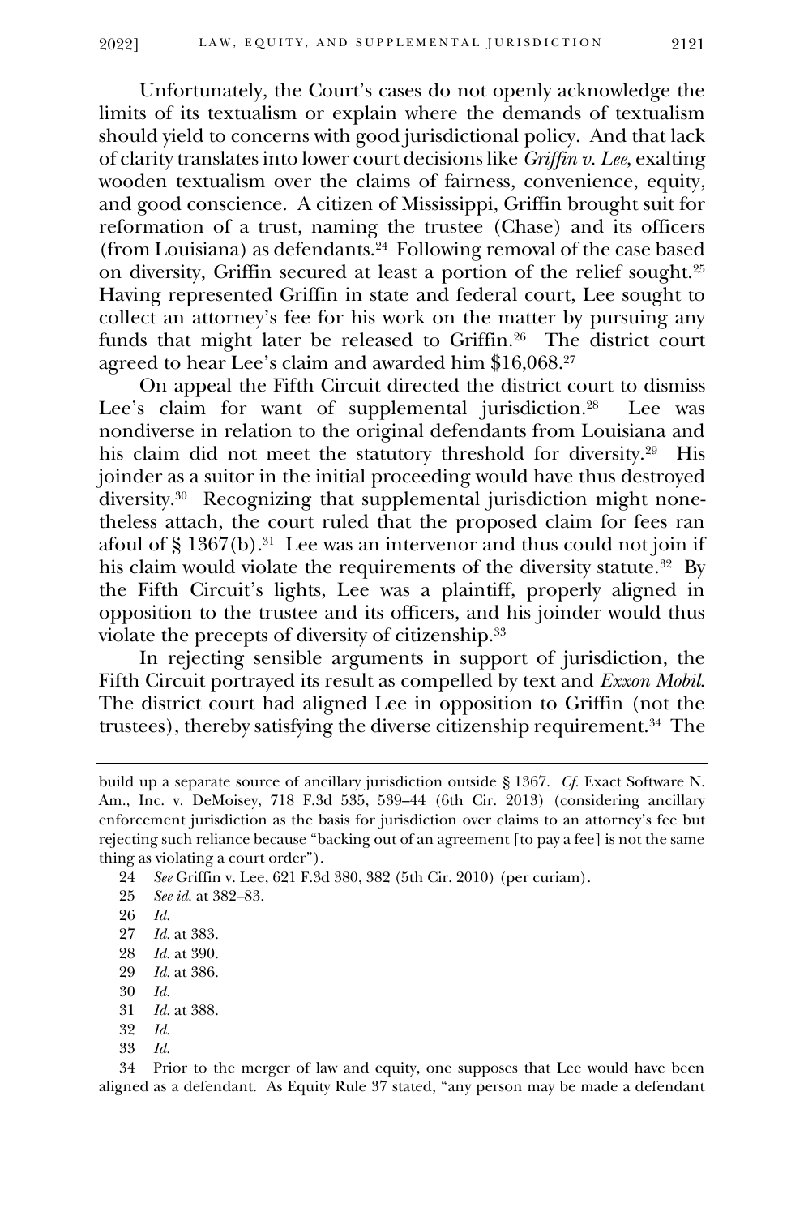Unfortunately, the Court's cases do not openly acknowledge the limits of its textualism or explain where the demands of textualism should yield to concerns with good jurisdictional policy. And that lack of clarity translates into lower court decisions like *Griffin v. Lee*, exalting wooden textualism over the claims of fairness, convenience, equity, and good conscience. A citizen of Mississippi, Griffin brought suit for reformation of a trust, naming the trustee (Chase) and its officers (from Louisiana) as defendants.[24] Following removal of the case based on diversity, Griffin secured at least a portion of the relief sought.[25] Having represented Griffin in state and federal court, Lee sought to collect an attorney's fee for his work on the matter by pursuing any funds that might later be released to Griffin.[26] The district court agreed to hear Lee's claim and awarded him $16,068.[27]

On appeal the Fifth Circuit directed the district court to dismiss Lee's claim for want of supplemental jurisdiction.[28] Lee was nondiverse in relation to the original defendants from Louisiana and his claim did not meet the statutory threshold for diversity.[29] His joinder as a suitor in the initial proceeding would have thus destroyed diversity.[30] Recognizing that supplemental jurisdiction might nonetheless attach, the court ruled that the proposed claim for fees ran afoul of § 1367(b).[31] Lee was an intervenor and thus could not join if his claim would violate the requirements of the diversity statute.[32] By the Fifth Circuit's lights, Lee was a plaintiff, properly aligned in opposition to the trustee and its officers, and his joinder would thus violate the precepts of diversity of citizenship.[33]

In rejecting sensible arguments in support of jurisdiction, the Fifth Circuit portrayed its result as compelled by text and *Exxon Mobil*. The district court had aligned Lee in opposition to Griffin (not the trustees), thereby satisfying the diverse citizenship requirement.[34] The

---

build up a separate source of ancillary jurisdiction outside § 1367. *Cf.* Exact Software N. Am., Inc. v. DeMoisey, 718 F.3d 535, 539–44 (6th Cir. 2013) (considering ancillary enforcement jurisdiction as the basis for jurisdiction over claims to an attorney's fee but rejecting such reliance because "backing out of an agreement [to pay a fee] is not the same thing as violating a court order").

24 *See* Griffin v. Lee, 621 F.3d 380, 382 (5th Cir. 2010) (per curiam).

25 *See id.* at 382–83.

26 *Id.*

27 *Id.* at 383.

28 *Id.* at 390.

29 *Id.* at 386.

30 *Id.*

31 *Id.* at 388.

32 *Id.*

33 *Id.*

34 Prior to the merger of law and equity, one supposes that Lee would have been aligned as a defendant. As Equity Rule 37 stated, "any person may be made a defendant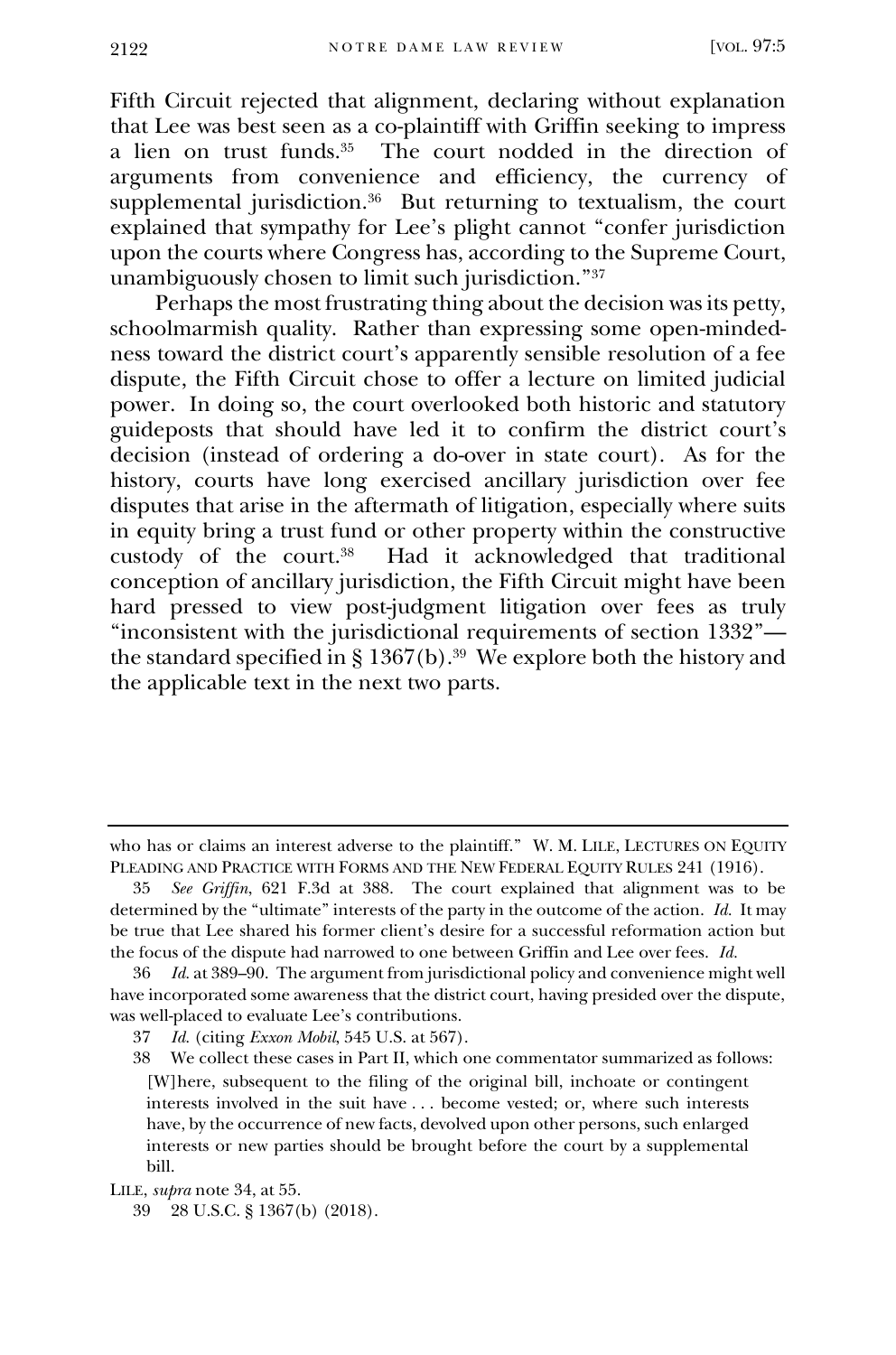Fifth Circuit rejected that alignment, declaring without explanation that Lee was best seen as a co-plaintiff with Griffin seeking to impress a lien on trust funds.[35] The court nodded in the direction of arguments from convenience and efficiency, the currency of supplemental jurisdiction.[36] But returning to textualism, the court explained that sympathy for Lee's plight cannot "confer jurisdiction upon the courts where Congress has, according to the Supreme Court, unambiguously chosen to limit such jurisdiction."[37]

Perhaps the most frustrating thing about the decision was its petty, schoolmarmish quality. Rather than expressing some open-mindedness toward the district court's apparently sensible resolution of a fee dispute, the Fifth Circuit chose to offer a lecture on limited judicial power. In doing so, the court overlooked both historic and statutory guideposts that should have led it to confirm the district court's decision (instead of ordering a do-over in state court). As for the history, courts have long exercised ancillary jurisdiction over fee disputes that arise in the aftermath of litigation, especially where suits in equity bring a trust fund or other property within the constructive custody of the court.[38] Had it acknowledged that traditional conception of ancillary jurisdiction, the Fifth Circuit might have been hard pressed to view post-judgment litigation over fees as truly "inconsistent with the jurisdictional requirements of section 1332"—the standard specified in § 1367(b).[39] We explore both the history and the applicable text in the next two parts.

---

who has or claims an interest adverse to the plaintiff." W. M. LILE, LECTURES ON EQUITY PLEADING AND PRACTICE WITH FORMS AND THE NEW FEDERAL EQUITY RULES 241 (1916).

35 *See Griffin*, 621 F.3d at 388. The court explained that alignment was to be determined by the "ultimate" interests of the party in the outcome of the action. *Id.* It may be true that Lee shared his former client's desire for a successful reformation action but the focus of the dispute had narrowed to one between Griffin and Lee over fees. *Id.*

36 *Id.* at 389–90. The argument from jurisdictional policy and convenience might well have incorporated some awareness that the district court, having presided over the dispute, was well-placed to evaluate Lee's contributions.

37 *Id.* (citing *Exxon Mobil*, 545 U.S. at 567).

38 We collect these cases in Part II, which one commentator summarized as follows:

> [W]here, subsequent to the filing of the original bill, inchoate or contingent interests involved in the suit have . . . become vested; or, where such interests have, by the occurrence of new facts, devolved upon other persons, such enlarged interests or new parties should be brought before the court by a supplemental bill.

LILE, *supra* note 34, at 55.

39 28 U.S.C. § 1367(b) (2018).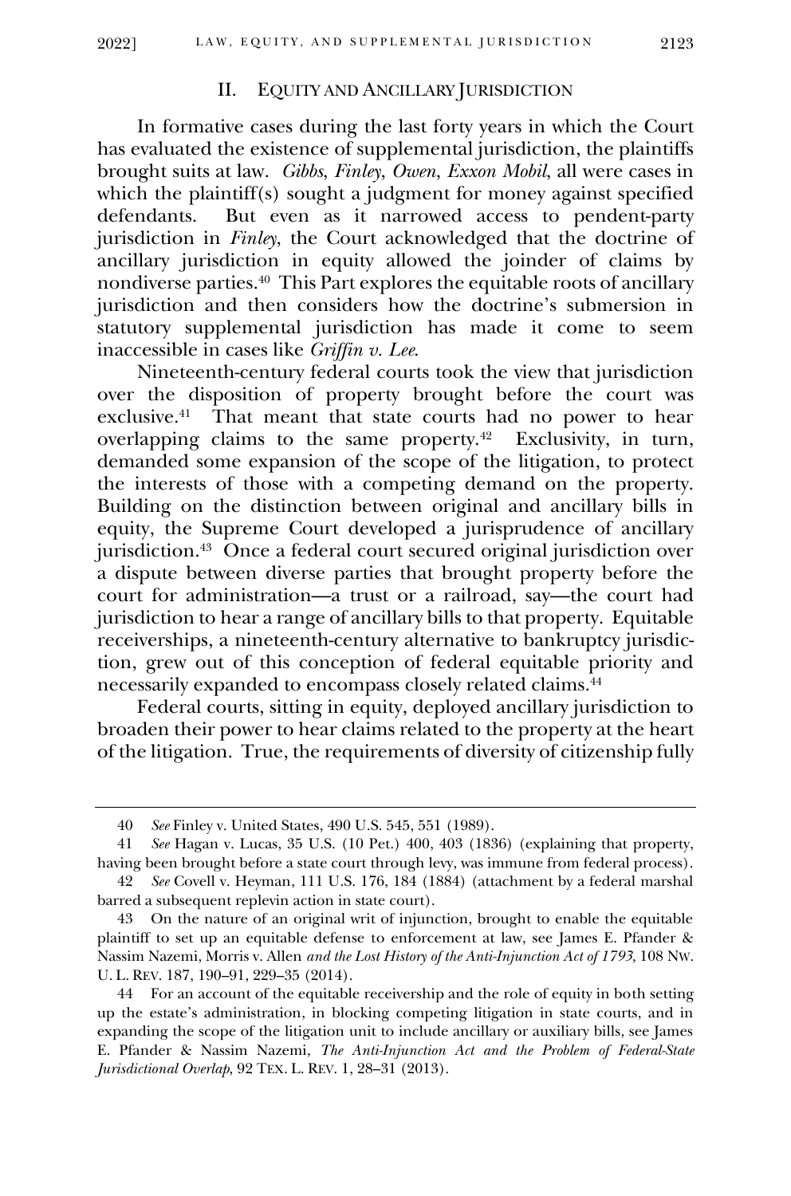## II. EQUITY AND ANCILLARY JURISDICTION

In formative cases during the last forty years in which the Court has evaluated the existence of supplemental jurisdiction, the plaintiffs brought suits at law. *Gibbs*, *Finley*, *Owen*, *Exxon Mobil*, all were cases in which the plaintiff(s) sought a judgment for money against specified defendants. But even as it narrowed access to pendent-party jurisdiction in *Finley*, the Court acknowledged that the doctrine of ancillary jurisdiction in equity allowed the joinder of claims by nondiverse parties.[40] This Part explores the equitable roots of ancillary jurisdiction and then considers how the doctrine's submersion in statutory supplemental jurisdiction has made it come to seem inaccessible in cases like *Griffin v. Lee*.

Nineteenth-century federal courts took the view that jurisdiction over the disposition of property brought before the court was exclusive.[41] That meant that state courts had no power to hear overlapping claims to the same property.[42] Exclusivity, in turn, demanded some expansion of the scope of the litigation, to protect the interests of those with a competing demand on the property. Building on the distinction between original and ancillary bills in equity, the Supreme Court developed a jurisprudence of ancillary jurisdiction.[43] Once a federal court secured original jurisdiction over a dispute between diverse parties that brought property before the court for administration—a trust or a railroad, say—the court had jurisdiction to hear a range of ancillary bills to that property. Equitable receiverships, a nineteenth-century alternative to bankruptcy jurisdiction, grew out of this conception of federal equitable priority and necessarily expanded to encompass closely related claims.[44]

Federal courts, sitting in equity, deployed ancillary jurisdiction to broaden their power to hear claims related to the property at the heart of the litigation. True, the requirements of diversity of citizenship fully

---

40 *See* Finley v. United States, 490 U.S. 545, 551 (1989).

41 *See* Hagan v. Lucas, 35 U.S. (10 Pet.) 400, 403 (1836) (explaining that property, having been brought before a state court through levy, was immune from federal process).

42 *See* Covell v. Heyman, 111 U.S. 176, 184 (1884) (attachment by a federal marshal barred a subsequent replevin action in state court).

43 On the nature of an original writ of injunction, brought to enable the equitable plaintiff to set up an equitable defense to enforcement at law, see James E. Pfander & Nassim Nazemi, Morris v. Allen *and the Lost History of the Anti-Injunction Act of 1793*, 108 NW. U. L. REV. 187, 190–91, 229–35 (2014).

44 For an account of the equitable receivership and the role of equity in both setting up the estate's administration, in blocking competing litigation in state courts, and in expanding the scope of the litigation unit to include ancillary or auxiliary bills, see James E. Pfander & Nassim Nazemi, *The Anti-Injunction Act and the Problem of Federal-State Jurisdictional Overlap*, 92 TEX. L. REV. 1, 28–31 (2013).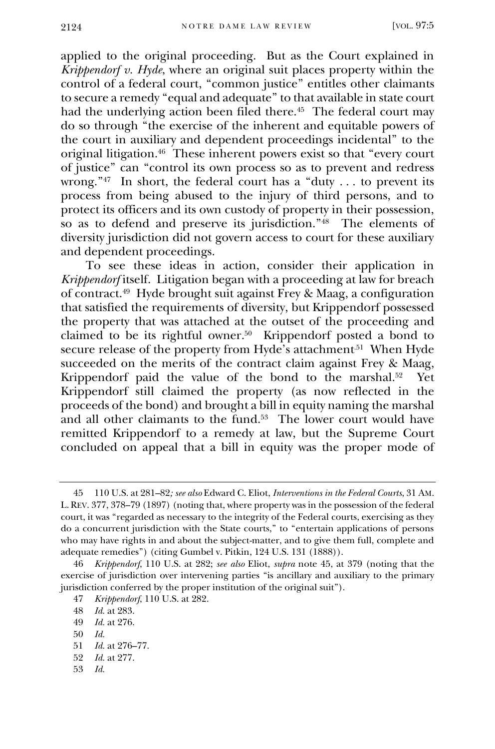applied to the original proceeding. But as the Court explained in *Krippendorf v. Hyde*, where an original suit places property within the control of a federal court, "common justice" entitles other claimants to secure a remedy "equal and adequate" to that available in state court had the underlying action been filed there.[45] The federal court may do so through "the exercise of the inherent and equitable powers of the court in auxiliary and dependent proceedings incidental" to the original litigation.[46] These inherent powers exist so that "every court of justice" can "control its own process so as to prevent and redress wrong."[47] In short, the federal court has a "duty . . . to prevent its process from being abused to the injury of third persons, and to protect its officers and its own custody of property in their possession, so as to defend and preserve its jurisdiction."[48] The elements of diversity jurisdiction did not govern access to court for these auxiliary and dependent proceedings.

To see these ideas in action, consider their application in *Krippendorf* itself. Litigation began with a proceeding at law for breach of contract.[49] Hyde brought suit against Frey & Maag, a configuration that satisfied the requirements of diversity, but Krippendorf possessed the property that was attached at the outset of the proceeding and claimed to be its rightful owner.[50] Krippendorf posted a bond to secure release of the property from Hyde's attachment.[51] When Hyde succeeded on the merits of the contract claim against Frey & Maag, Krippendorf paid the value of the bond to the marshal.[52] Yet Krippendorf still claimed the property (as now reflected in the proceeds of the bond) and brought a bill in equity naming the marshal and all other claimants to the fund.[53] The lower court would have remitted Krippendorf to a remedy at law, but the Supreme Court concluded on appeal that a bill in equity was the proper mode of

---

45 110 U.S. at 281–82*; see also* Edward C. Eliot, *Interventions in the Federal Courts*, 31 AM. L. REV. 377, 378–79 (1897) (noting that, where property was in the possession of the federal court, it was "regarded as necessary to the integrity of the Federal courts, exercising as they do a concurrent jurisdiction with the State courts," to "entertain applications of persons who may have rights in and about the subject-matter, and to give them full, complete and adequate remedies") (citing Gumbel v. Pitkin, 124 U.S. 131 (1888)).

46 *Krippendorf*, 110 U.S. at 282; *see also* Eliot, *supra* note 45, at 379 (noting that the exercise of jurisdiction over intervening parties "is ancillary and auxiliary to the primary jurisdiction conferred by the proper institution of the original suit").

47 *Krippendorf*, 110 U.S. at 282.

48 *Id.* at 283.

49 *Id.* at 276.

50 *Id.*

51 *Id.* at 276–77.

52 *Id.* at 277.

53 *Id.*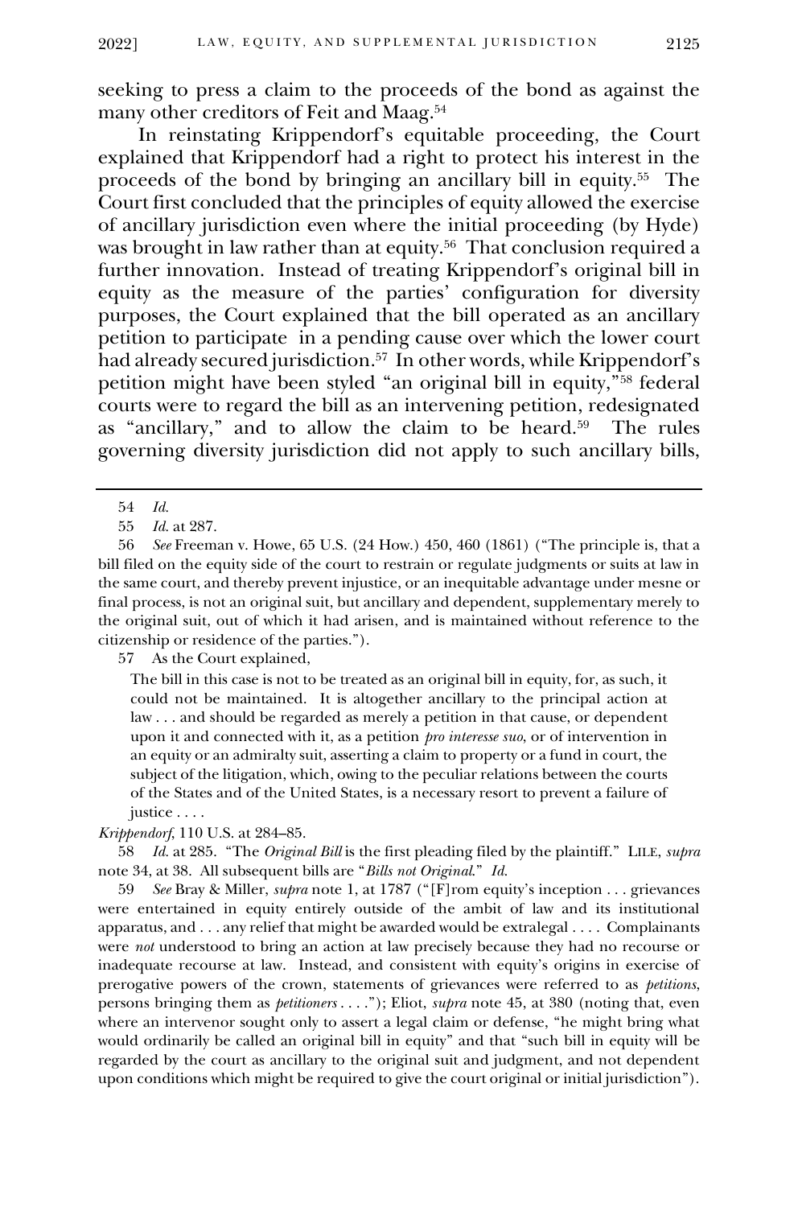seeking to press a claim to the proceeds of the bond as against the many other creditors of Feit and Maag.[54]

In reinstating Krippendorf's equitable proceeding, the Court explained that Krippendorf had a right to protect his interest in the proceeds of the bond by bringing an ancillary bill in equity.[55] The Court first concluded that the principles of equity allowed the exercise of ancillary jurisdiction even where the initial proceeding (by Hyde) was brought in law rather than at equity.[56] That conclusion required a further innovation. Instead of treating Krippendorf's original bill in equity as the measure of the parties' configuration for diversity purposes, the Court explained that the bill operated as an ancillary petition to participate in a pending cause over which the lower court had already secured jurisdiction.[57] In other words, while Krippendorf's petition might have been styled "an original bill in equity,"[58] federal courts were to regard the bill as an intervening petition, redesignated as "ancillary," and to allow the claim to be heard.[59] The rules governing diversity jurisdiction did not apply to such ancillary bills,

---

54 *Id.*

55 *Id.* at 287.

56 *See* Freeman v. Howe, 65 U.S. (24 How.) 450, 460 (1861) ("The principle is, that a bill filed on the equity side of the court to restrain or regulate judgments or suits at law in the same court, and thereby prevent injustice, or an inequitable advantage under mesne or final process, is not an original suit, but ancillary and dependent, supplementary merely to the original suit, out of which it had arisen, and is maintained without reference to the citizenship or residence of the parties.").

57 As the Court explained,

> The bill in this case is not to be treated as an original bill in equity, for, as such, it could not be maintained. It is altogether ancillary to the principal action at law . . . and should be regarded as merely a petition in that cause, or dependent upon it and connected with it, as a petition *pro interesse suo*, or of intervention in an equity or an admiralty suit, asserting a claim to property or a fund in court, the subject of the litigation, which, owing to the peculiar relations between the courts of the States and of the United States, is a necessary resort to prevent a failure of justice . . . .

*Krippendorf*, 110 U.S. at 284–85.

58 *Id.* at 285. "The *Original Bill* is the first pleading filed by the plaintiff." LILE, *supra* note 34, at 38. All subsequent bills are "*Bills not Original*." *Id.*

59 *See* Bray & Miller, *supra* note 1, at 1787 ("[F]rom equity's inception . . . grievances were entertained in equity entirely outside of the ambit of law and its institutional apparatus, and . . . any relief that might be awarded would be extralegal . . . . Complainants were *not* understood to bring an action at law precisely because they had no recourse or inadequate recourse at law. Instead, and consistent with equity's origins in exercise of prerogative powers of the crown, statements of grievances were referred to as *petitions*, persons bringing them as *petitioners* . . . ."); Eliot, *supra* note 45, at 380 (noting that, even where an intervenor sought only to assert a legal claim or defense, "he might bring what would ordinarily be called an original bill in equity" and that "such bill in equity will be regarded by the court as ancillary to the original suit and judgment, and not dependent upon conditions which might be required to give the court original or initial jurisdiction").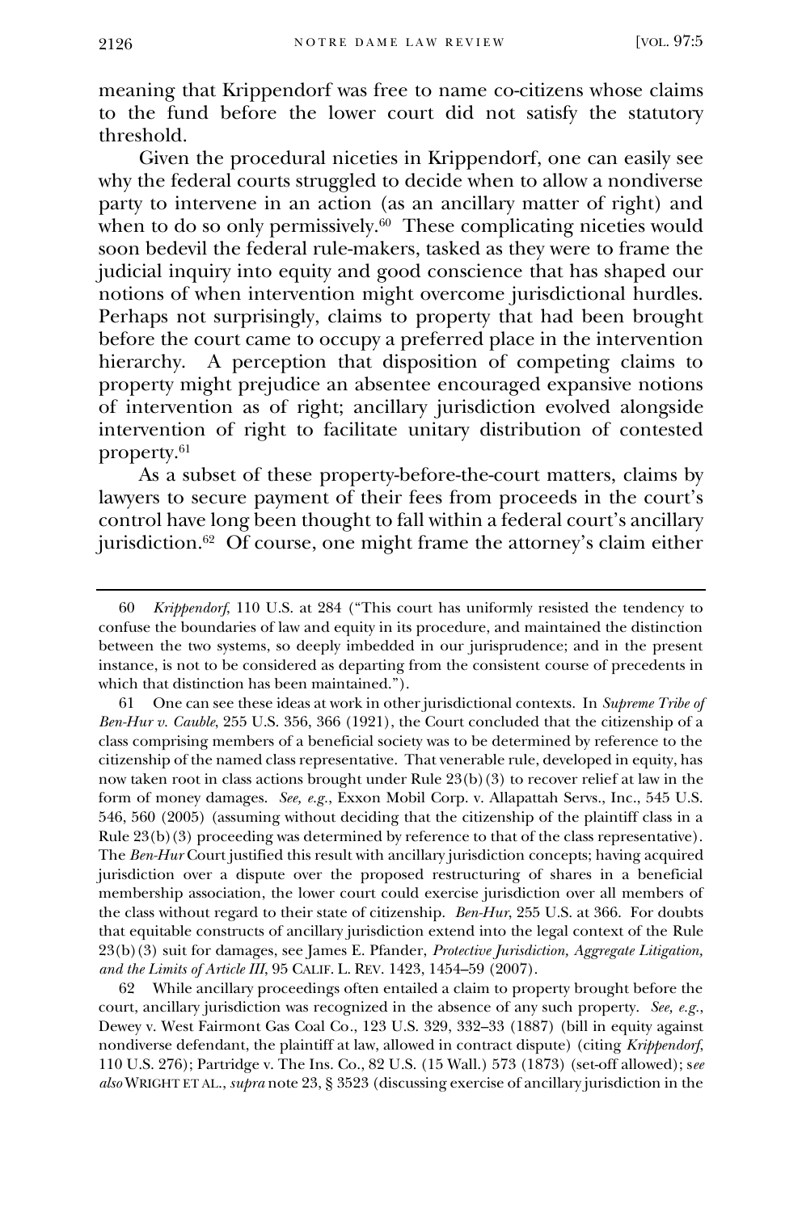meaning that Krippendorf was free to name co-citizens whose claims to the fund before the lower court did not satisfy the statutory threshold.

Given the procedural niceties in Krippendorf, one can easily see why the federal courts struggled to decide when to allow a nondiverse party to intervene in an action (as an ancillary matter of right) and when to do so only permissively.[60] These complicating niceties would soon bedevil the federal rule-makers, tasked as they were to frame the judicial inquiry into equity and good conscience that has shaped our notions of when intervention might overcome jurisdictional hurdles. Perhaps not surprisingly, claims to property that had been brought before the court came to occupy a preferred place in the intervention hierarchy. A perception that disposition of competing claims to property might prejudice an absentee encouraged expansive notions of intervention as of right; ancillary jurisdiction evolved alongside intervention of right to facilitate unitary distribution of contested property.[61]

As a subset of these property-before-the-court matters, claims by lawyers to secure payment of their fees from proceeds in the court's control have long been thought to fall within a federal court's ancillary jurisdiction.[62] Of course, one might frame the attorney's claim either

---

60 *Krippendorf*, 110 U.S. at 284 ("This court has uniformly resisted the tendency to confuse the boundaries of law and equity in its procedure, and maintained the distinction between the two systems, so deeply imbedded in our jurisprudence; and in the present instance, is not to be considered as departing from the consistent course of precedents in which that distinction has been maintained.").

61 One can see these ideas at work in other jurisdictional contexts. In *Supreme Tribe of Ben-Hur v. Cauble*, 255 U.S. 356, 366 (1921), the Court concluded that the citizenship of a class comprising members of a beneficial society was to be determined by reference to the citizenship of the named class representative. That venerable rule, developed in equity, has now taken root in class actions brought under Rule 23(b)(3) to recover relief at law in the form of money damages. *See, e.g.*, Exxon Mobil Corp. v. Allapattah Servs., Inc., 545 U.S. 546, 560 (2005) (assuming without deciding that the citizenship of the plaintiff class in a Rule 23(b)(3) proceeding was determined by reference to that of the class representative). The *Ben-Hur* Court justified this result with ancillary jurisdiction concepts; having acquired jurisdiction over a dispute over the proposed restructuring of shares in a beneficial membership association, the lower court could exercise jurisdiction over all members of the class without regard to their state of citizenship. *Ben-Hur*, 255 U.S. at 366. For doubts that equitable constructs of ancillary jurisdiction extend into the legal context of the Rule 23(b)(3) suit for damages, see James E. Pfander, *Protective Jurisdiction, Aggregate Litigation, and the Limits of Article III*, 95 CALIF. L. REV. 1423, 1454–59 (2007).

62 While ancillary proceedings often entailed a claim to property brought before the court, ancillary jurisdiction was recognized in the absence of any such property. *See, e.g.*, Dewey v. West Fairmont Gas Coal Co., 123 U.S. 329, 332–33 (1887) (bill in equity against nondiverse defendant, the plaintiff at law, allowed in contract dispute) (citing *Krippendorf*, 110 U.S. 276); Partridge v. The Ins. Co., 82 U.S. (15 Wall.) 573 (1873) (set-off allowed); *see also* WRIGHT ET AL., *supra* note 23, § 3523 (discussing exercise of ancillary jurisdiction in the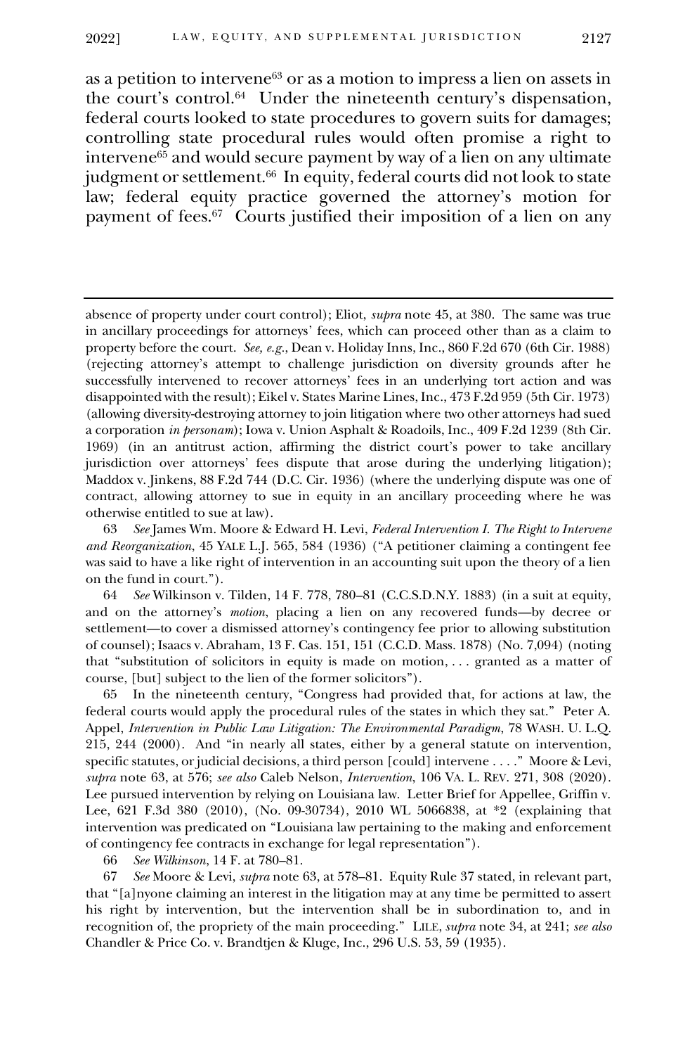as a petition to intervene[63] or as a motion to impress a lien on assets in the court's control.[64] Under the nineteenth century's dispensation, federal courts looked to state procedures to govern suits for damages; controlling state procedural rules would often promise a right to intervene[65] and would secure payment by way of a lien on any ultimate judgment or settlement.[66] In equity, federal courts did not look to state law; federal equity practice governed the attorney's motion for payment of fees.[67] Courts justified their imposition of a lien on any

---

absence of property under court control); Eliot, *supra* note 45, at 380. The same was true in ancillary proceedings for attorneys' fees, which can proceed other than as a claim to property before the court. *See, e.g.*, Dean v. Holiday Inns, Inc., 860 F.2d 670 (6th Cir. 1988) (rejecting attorney's attempt to challenge jurisdiction on diversity grounds after he successfully intervened to recover attorneys' fees in an underlying tort action and was disappointed with the result); Eikel v. States Marine Lines, Inc., 473 F.2d 959 (5th Cir. 1973) (allowing diversity-destroying attorney to join litigation where two other attorneys had sued a corporation *in personam*); Iowa v. Union Asphalt & Roadoils, Inc., 409 F.2d 1239 (8th Cir. 1969) (in an antitrust action, affirming the district court's power to take ancillary jurisdiction over attorneys' fees dispute that arose during the underlying litigation); Maddox v. Jinkens, 88 F.2d 744 (D.C. Cir. 1936) (where the underlying dispute was one of contract, allowing attorney to sue in equity in an ancillary proceeding where he was otherwise entitled to sue at law).

63 *See* James Wm. Moore & Edward H. Levi, *Federal Intervention I. The Right to Intervene and Reorganization*, 45 YALE L.J. 565, 584 (1936) ("A petitioner claiming a contingent fee was said to have a like right of intervention in an accounting suit upon the theory of a lien on the fund in court.").

64 *See* Wilkinson v. Tilden, 14 F. 778, 780–81 (C.C.S.D.N.Y. 1883) (in a suit at equity, and on the attorney's *motion*, placing a lien on any recovered funds—by decree or settlement—to cover a dismissed attorney's contingency fee prior to allowing substitution of counsel); Isaacs v. Abraham, 13 F. Cas. 151, 151 (C.C.D. Mass. 1878) (No. 7,094) (noting that "substitution of solicitors in equity is made on motion, . . . granted as a matter of course, [but] subject to the lien of the former solicitors").

65 In the nineteenth century, "Congress had provided that, for actions at law, the federal courts would apply the procedural rules of the states in which they sat." Peter A. Appel, *Intervention in Public Law Litigation: The Environmental Paradigm*, 78 WASH. U. L.Q. 215, 244 (2000). And "in nearly all states, either by a general statute on intervention, specific statutes, or judicial decisions, a third person [could] intervene . . . ." Moore & Levi, *supra* note 63, at 576; *see also* Caleb Nelson, *Intervention*, 106 VA. L. REV. 271, 308 (2020). Lee pursued intervention by relying on Louisiana law. Letter Brief for Appellee, Griffin v. Lee, 621 F.3d 380 (2010), (No. 09-30734), 2010 WL 5066838, at *2 (explaining that intervention was predicated on "Louisiana law pertaining to the making and enforcement of contingency fee contracts in exchange for legal representation").

66 *See Wilkinson*, 14 F. at 780–81.

67 *See* Moore & Levi, *supra* note 63, at 578–81. Equity Rule 37 stated, in relevant part, that "[a]nyone claiming an interest in the litigation may at any time be permitted to assert his right by intervention, but the intervention shall be in subordination to, and in recognition of, the propriety of the main proceeding." LILE, *supra* note 34, at 241; *see also* Chandler & Price Co. v. Brandtjen & Kluge, Inc., 296 U.S. 53, 59 (1935).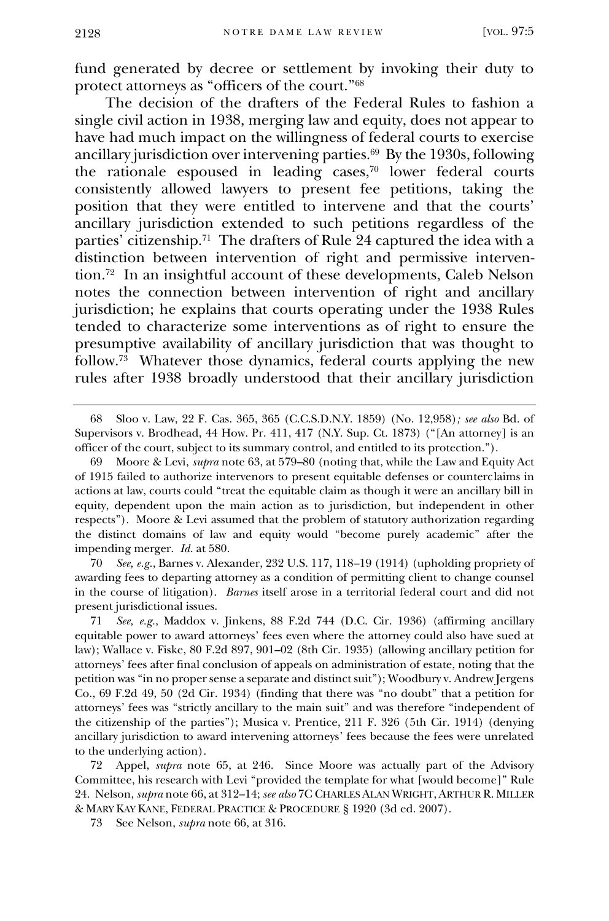fund generated by decree or settlement by invoking their duty to protect attorneys as "officers of the court."[68]

The decision of the drafters of the Federal Rules to fashion a single civil action in 1938, merging law and equity, does not appear to have had much impact on the willingness of federal courts to exercise ancillary jurisdiction over intervening parties.[69] By the 1930s, following the rationale espoused in leading cases,[70] lower federal courts consistently allowed lawyers to present fee petitions, taking the position that they were entitled to intervene and that the courts' ancillary jurisdiction extended to such petitions regardless of the parties' citizenship.[71] The drafters of Rule 24 captured the idea with a distinction between intervention of right and permissive intervention.[72] In an insightful account of these developments, Caleb Nelson notes the connection between intervention of right and ancillary jurisdiction; he explains that courts operating under the 1938 Rules tended to characterize some interventions as of right to ensure the presumptive availability of ancillary jurisdiction that was thought to follow.[73] Whatever those dynamics, federal courts applying the new rules after 1938 broadly understood that their ancillary jurisdiction

---

68 Sloo v. Law, 22 F. Cas. 365, 365 (C.C.S.D.N.Y. 1859) (No. 12,958)*; see also* Bd. of Supervisors v. Brodhead, 44 How. Pr. 411, 417 (N.Y. Sup. Ct. 1873) ("[An attorney] is an officer of the court, subject to its summary control, and entitled to its protection.").

69 Moore & Levi, *supra* note 63, at 579–80 (noting that, while the Law and Equity Act of 1915 failed to authorize intervenors to present equitable defenses or counterclaims in actions at law, courts could "treat the equitable claim as though it were an ancillary bill in equity, dependent upon the main action as to jurisdiction, but independent in other respects"). Moore & Levi assumed that the problem of statutory authorization regarding the distinct domains of law and equity would "become purely academic" after the impending merger. *Id.* at 580.

70 *See, e.g.*, Barnes v. Alexander, 232 U.S. 117, 118–19 (1914) (upholding propriety of awarding fees to departing attorney as a condition of permitting client to change counsel in the course of litigation). *Barnes* itself arose in a territorial federal court and did not present jurisdictional issues.

71 *See, e.g.*, Maddox v. Jinkens, 88 F.2d 744 (D.C. Cir. 1936) (affirming ancillary equitable power to award attorneys' fees even where the attorney could also have sued at law); Wallace v. Fiske, 80 F.2d 897, 901–02 (8th Cir. 1935) (allowing ancillary petition for attorneys' fees after final conclusion of appeals on administration of estate, noting that the petition was "in no proper sense a separate and distinct suit"); Woodbury v. Andrew Jergens Co., 69 F.2d 49, 50 (2d Cir. 1934) (finding that there was "no doubt" that a petition for attorneys' fees was "strictly ancillary to the main suit" and was therefore "independent of the citizenship of the parties"); Musica v. Prentice, 211 F. 326 (5th Cir. 1914) (denying ancillary jurisdiction to award intervening attorneys' fees because the fees were unrelated to the underlying action).

72 Appel, *supra* note 65, at 246. Since Moore was actually part of the Advisory Committee, his research with Levi "provided the template for what [would become]" Rule 24. Nelson, *supra* note 66, at 312–14; *see also* 7C CHARLES ALAN WRIGHT, ARTHUR R. MILLER & MARY KAY KANE, FEDERAL PRACTICE & PROCEDURE § 1920 (3d ed. 2007).

73 See Nelson, *supra* note 66, at 316.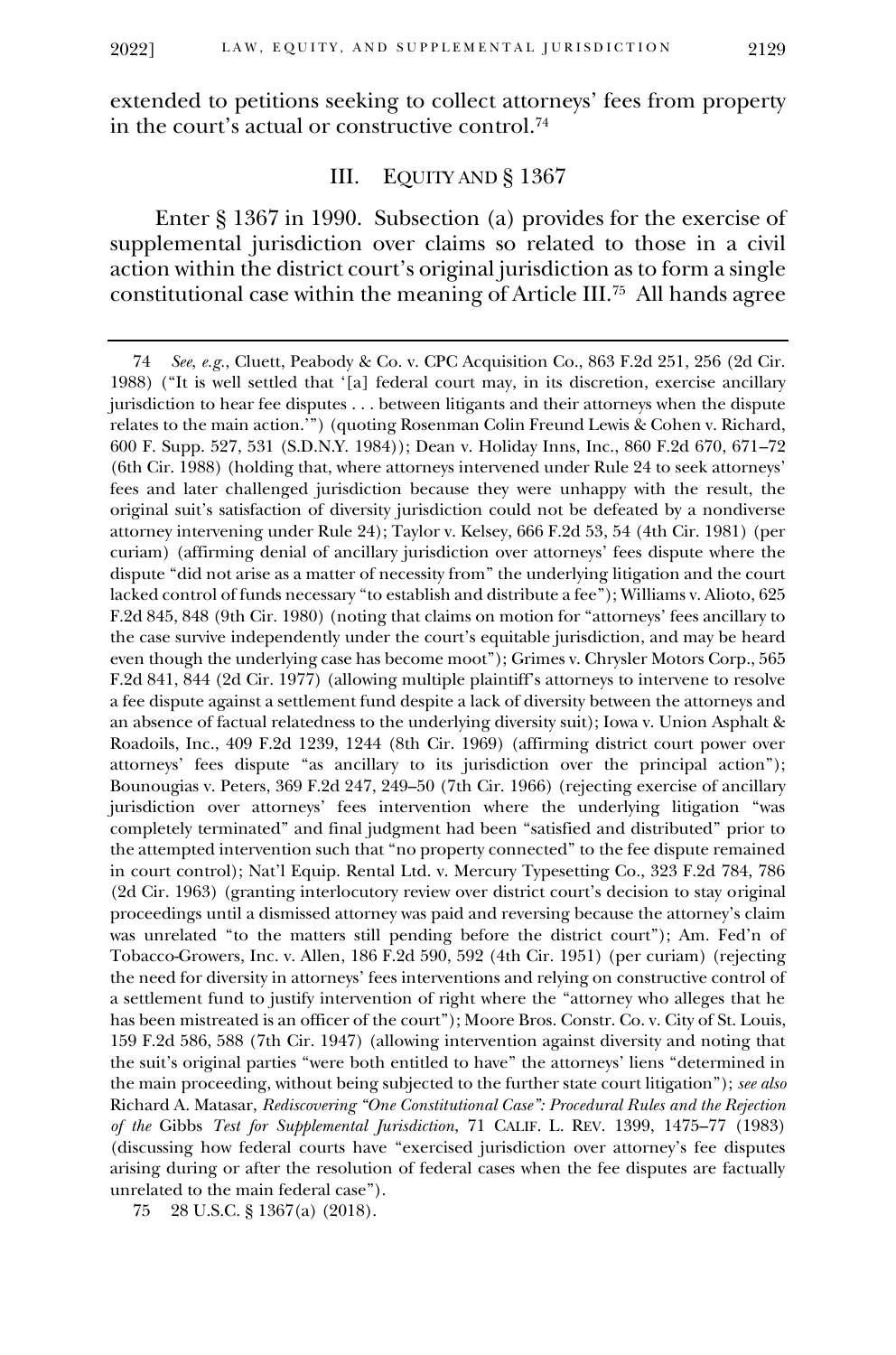extended to petitions seeking to collect attorneys' fees from property in the court's actual or constructive control.[74]

## III. EQUITY AND § 1367

Enter § 1367 in 1990. Subsection (a) provides for the exercise of supplemental jurisdiction over claims so related to those in a civil action within the district court's original jurisdiction as to form a single constitutional case within the meaning of Article III.[75] All hands agree

---

74 *See, e.g.*, Cluett, Peabody & Co. v. CPC Acquisition Co., 863 F.2d 251, 256 (2d Cir. 1988) ("It is well settled that '[a] federal court may, in its discretion, exercise ancillary jurisdiction to hear fee disputes . . . between litigants and their attorneys when the dispute relates to the main action.'") (quoting Rosenman Colin Freund Lewis & Cohen v. Richard, 600 F. Supp. 527, 531 (S.D.N.Y. 1984)); Dean v. Holiday Inns, Inc., 860 F.2d 670, 671–72 (6th Cir. 1988) (holding that, where attorneys intervened under Rule 24 to seek attorneys' fees and later challenged jurisdiction because they were unhappy with the result, the original suit's satisfaction of diversity jurisdiction could not be defeated by a nondiverse attorney intervening under Rule 24); Taylor v. Kelsey, 666 F.2d 53, 54 (4th Cir. 1981) (per curiam) (affirming denial of ancillary jurisdiction over attorneys' fees dispute where the dispute "did not arise as a matter of necessity from" the underlying litigation and the court lacked control of funds necessary "to establish and distribute a fee"); Williams v. Alioto, 625 F.2d 845, 848 (9th Cir. 1980) (noting that claims on motion for "attorneys' fees ancillary to the case survive independently under the court's equitable jurisdiction, and may be heard even though the underlying case has become moot"); Grimes v. Chrysler Motors Corp., 565 F.2d 841, 844 (2d Cir. 1977) (allowing multiple plaintiff's attorneys to intervene to resolve a fee dispute against a settlement fund despite a lack of diversity between the attorneys and an absence of factual relatedness to the underlying diversity suit); Iowa v. Union Asphalt & Roadoils, Inc., 409 F.2d 1239, 1244 (8th Cir. 1969) (affirming district court power over attorneys' fees dispute "as ancillary to its jurisdiction over the principal action"); Bounougias v. Peters, 369 F.2d 247, 249–50 (7th Cir. 1966) (rejecting exercise of ancillary jurisdiction over attorneys' fees intervention where the underlying litigation "was completely terminated" and final judgment had been "satisfied and distributed" prior to the attempted intervention such that "no property connected" to the fee dispute remained in court control); Nat'l Equip. Rental Ltd. v. Mercury Typesetting Co., 323 F.2d 784, 786 (2d Cir. 1963) (granting interlocutory review over district court's decision to stay original proceedings until a dismissed attorney was paid and reversing because the attorney's claim was unrelated "to the matters still pending before the district court"); Am. Fed'n of Tobacco-Growers, Inc. v. Allen, 186 F.2d 590, 592 (4th Cir. 1951) (per curiam) (rejecting the need for diversity in attorneys' fees interventions and relying on constructive control of a settlement fund to justify intervention of right where the "attorney who alleges that he has been mistreated is an officer of the court"); Moore Bros. Constr. Co. v. City of St. Louis, 159 F.2d 586, 588 (7th Cir. 1947) (allowing intervention against diversity and noting that the suit's original parties "were both entitled to have" the attorneys' liens "determined in the main proceeding, without being subjected to the further state court litigation"); *see also* Richard A. Matasar, *Rediscovering "One Constitutional Case": Procedural Rules and the Rejection of the* Gibbs *Test for Supplemental Jurisdiction*, 71 CALIF. L. REV. 1399, 1475–77 (1983) (discussing how federal courts have "exercised jurisdiction over attorney's fee disputes arising during or after the resolution of federal cases when the fee disputes are factually unrelated to the main federal case").

75 28 U.S.C. § 1367(a) (2018).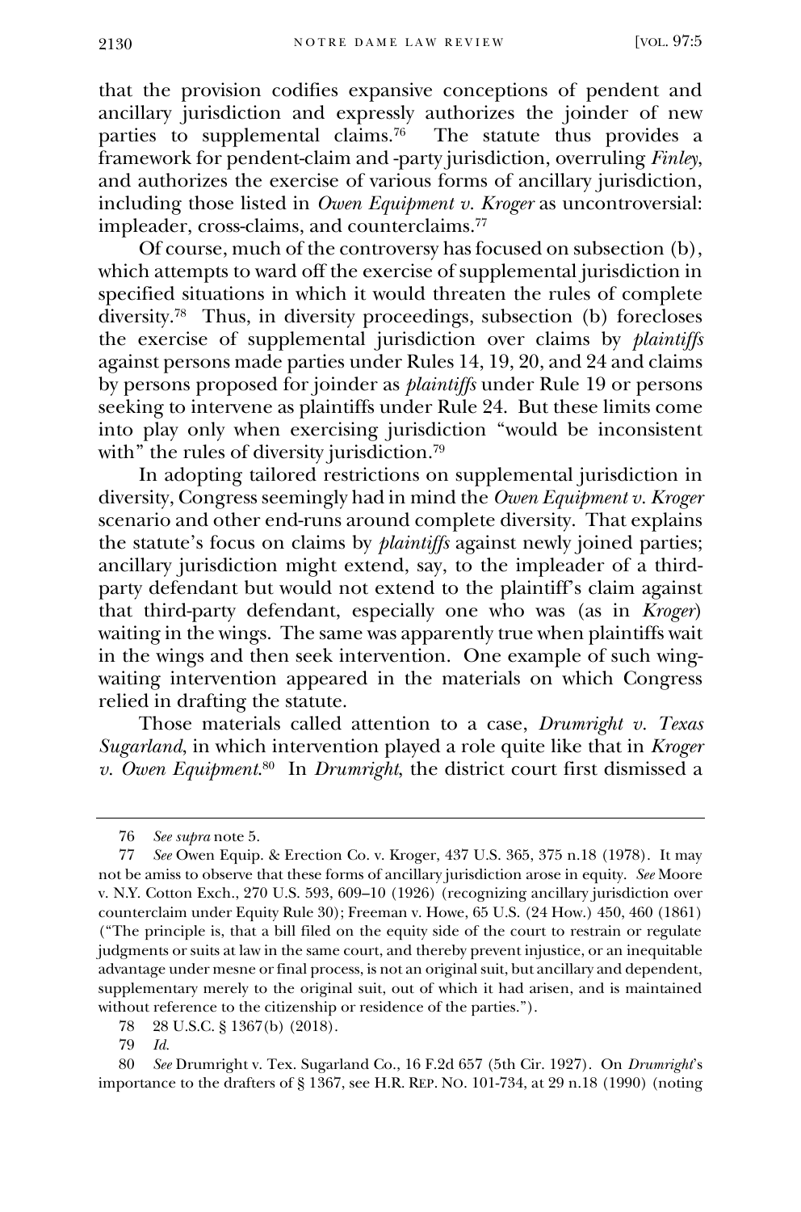that the provision codifies expansive conceptions of pendent and ancillary jurisdiction and expressly authorizes the joinder of new parties to supplemental claims.[76] The statute thus provides a framework for pendent-claim and -party jurisdiction, overruling *Finley*, and authorizes the exercise of various forms of ancillary jurisdiction, including those listed in *Owen Equipment v. Kroger* as uncontroversial: impleader, cross-claims, and counterclaims.[77]

Of course, much of the controversy has focused on subsection (b), which attempts to ward off the exercise of supplemental jurisdiction in specified situations in which it would threaten the rules of complete diversity.[78] Thus, in diversity proceedings, subsection (b) forecloses the exercise of supplemental jurisdiction over claims by *plaintiffs* against persons made parties under Rules 14, 19, 20, and 24 and claims by persons proposed for joinder as *plaintiffs* under Rule 19 or persons seeking to intervene as plaintiffs under Rule 24. But these limits come into play only when exercising jurisdiction "would be inconsistent with" the rules of diversity jurisdiction.[79]

In adopting tailored restrictions on supplemental jurisdiction in diversity, Congress seemingly had in mind the *Owen Equipment v. Kroger* scenario and other end-runs around complete diversity. That explains the statute's focus on claims by *plaintiffs* against newly joined parties; ancillary jurisdiction might extend, say, to the impleader of a third-party defendant but would not extend to the plaintiff's claim against that third-party defendant, especially one who was (as in *Kroger*) waiting in the wings. The same was apparently true when plaintiffs wait in the wings and then seek intervention. One example of such wing-waiting intervention appeared in the materials on which Congress relied in drafting the statute.

Those materials called attention to a case, *Drumright v. Texas Sugarland*, in which intervention played a role quite like that in *Kroger v. Owen Equipment*.[80] In *Drumright*, the district court first dismissed a

---

76 *See supra* note 5.

77 *See* Owen Equip. & Erection Co. v. Kroger, 437 U.S. 365, 375 n.18 (1978). It may not be amiss to observe that these forms of ancillary jurisdiction arose in equity. *See* Moore v. N.Y. Cotton Exch., 270 U.S. 593, 609–10 (1926) (recognizing ancillary jurisdiction over counterclaim under Equity Rule 30); Freeman v. Howe, 65 U.S. (24 How.) 450, 460 (1861) ("The principle is, that a bill filed on the equity side of the court to restrain or regulate judgments or suits at law in the same court, and thereby prevent injustice, or an inequitable advantage under mesne or final process, is not an original suit, but ancillary and dependent, supplementary merely to the original suit, out of which it had arisen, and is maintained without reference to the citizenship or residence of the parties.").

78 28 U.S.C. § 1367(b) (2018).

79 *Id.*

80 *See* Drumright v. Tex. Sugarland Co., 16 F.2d 657 (5th Cir. 1927). On *Drumright*'s importance to the drafters of § 1367, see H.R. REP. NO. 101-734, at 29 n.18 (1990) (noting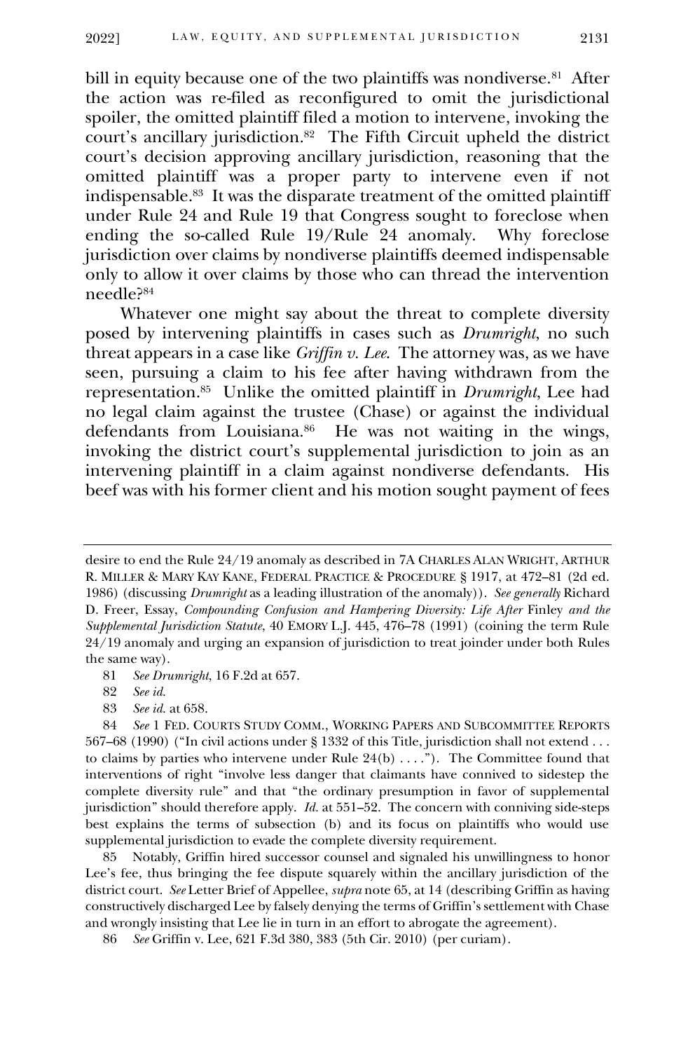bill in equity because one of the two plaintiffs was nondiverse.[81] After the action was re-filed as reconfigured to omit the jurisdictional spoiler, the omitted plaintiff filed a motion to intervene, invoking the court's ancillary jurisdiction.[82] The Fifth Circuit upheld the district court's decision approving ancillary jurisdiction, reasoning that the omitted plaintiff was a proper party to intervene even if not indispensable.[83] It was the disparate treatment of the omitted plaintiff under Rule 24 and Rule 19 that Congress sought to foreclose when ending the so-called Rule 19/Rule 24 anomaly. Why foreclose jurisdiction over claims by nondiverse plaintiffs deemed indispensable only to allow it over claims by those who can thread the intervention needle?[84]

Whatever one might say about the threat to complete diversity posed by intervening plaintiffs in cases such as *Drumright*, no such threat appears in a case like *Griffin v. Lee*. The attorney was, as we have seen, pursuing a claim to his fee after having withdrawn from the representation.[85] Unlike the omitted plaintiff in *Drumright*, Lee had no legal claim against the trustee (Chase) or against the individual defendants from Louisiana.[86] He was not waiting in the wings, invoking the district court's supplemental jurisdiction to join as an intervening plaintiff in a claim against nondiverse defendants. His beef was with his former client and his motion sought payment of fees

---

desire to end the Rule 24/19 anomaly as described in 7A CHARLES ALAN WRIGHT, ARTHUR R. MILLER & MARY KAY KANE, FEDERAL PRACTICE & PROCEDURE § 1917, at 472–81 (2d ed. 1986) (discussing *Drumright* as a leading illustration of the anomaly)). *See generally* Richard D. Freer, Essay, *Compounding Confusion and Hampering Diversity: Life After* Finley *and the Supplemental Jurisdiction Statute*, 40 EMORY L.J. 445, 476–78 (1991) (coining the term Rule 24/19 anomaly and urging an expansion of jurisdiction to treat joinder under both Rules the same way).

81 *See Drumright*, 16 F.2d at 657.

82 *See id.*

83 *See id.* at 658.

84 *See* 1 FED. COURTS STUDY COMM., WORKING PAPERS AND SUBCOMMITTEE REPORTS 567–68 (1990) ("In civil actions under § 1332 of this Title, jurisdiction shall not extend . . . to claims by parties who intervene under Rule 24(b) . . . ."). The Committee found that interventions of right "involve less danger that claimants have connived to sidestep the complete diversity rule" and that "the ordinary presumption in favor of supplemental jurisdiction" should therefore apply. *Id.* at 551–52. The concern with conniving side-steps best explains the terms of subsection (b) and its focus on plaintiffs who would use supplemental jurisdiction to evade the complete diversity requirement.

85 Notably, Griffin hired successor counsel and signaled his unwillingness to honor Lee's fee, thus bringing the fee dispute squarely within the ancillary jurisdiction of the district court. *See* Letter Brief of Appellee, *supra* note 65, at 14 (describing Griffin as having constructively discharged Lee by falsely denying the terms of Griffin's settlement with Chase and wrongly insisting that Lee lie in turn in an effort to abrogate the agreement).

86 *See* Griffin v. Lee, 621 F.3d 380, 383 (5th Cir. 2010) (per curiam).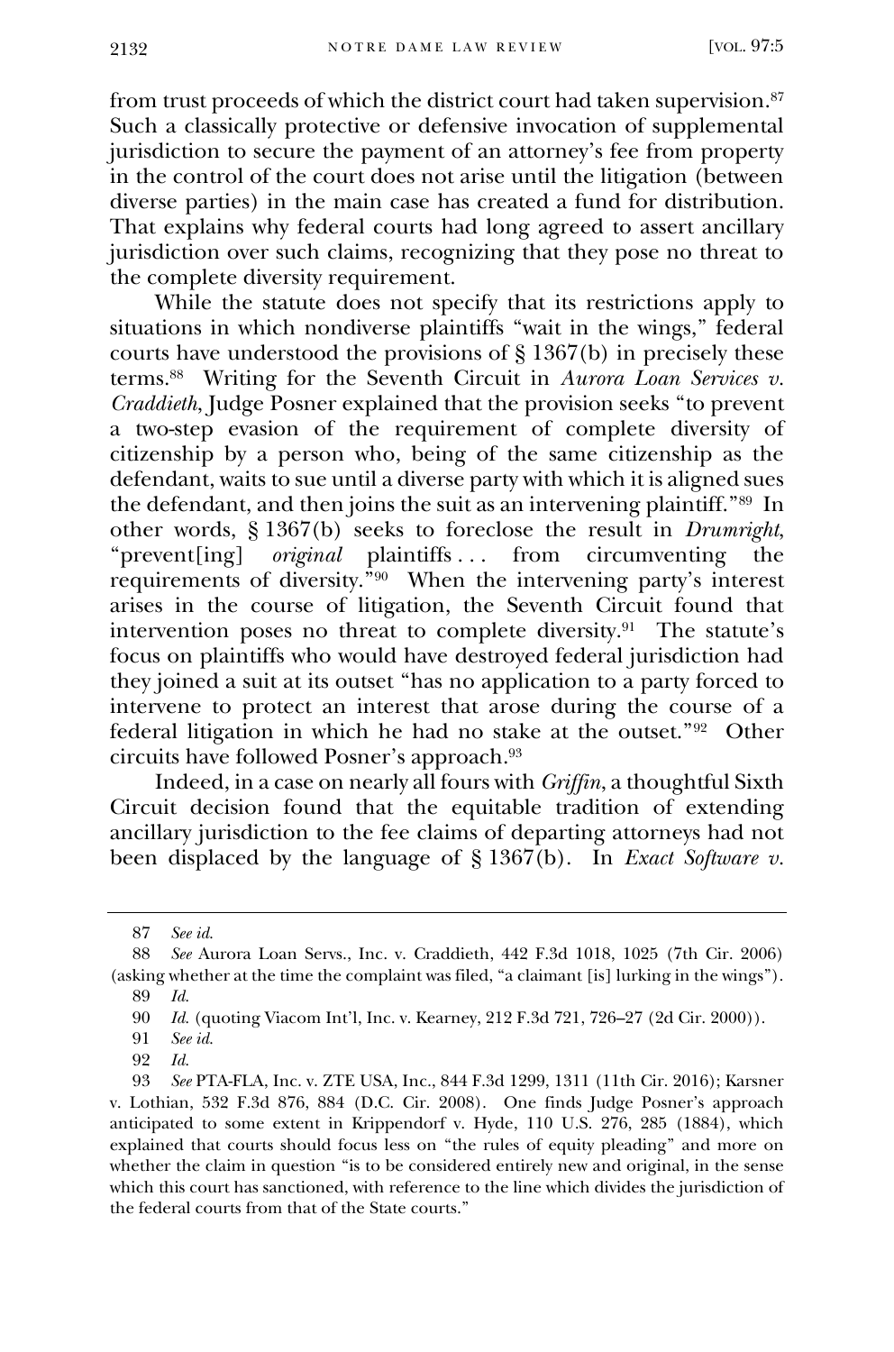from trust proceeds of which the district court had taken supervision.[87] Such a classically protective or defensive invocation of supplemental jurisdiction to secure the payment of an attorney's fee from property in the control of the court does not arise until the litigation (between diverse parties) in the main case has created a fund for distribution. That explains why federal courts had long agreed to assert ancillary jurisdiction over such claims, recognizing that they pose no threat to the complete diversity requirement.

While the statute does not specify that its restrictions apply to situations in which nondiverse plaintiffs "wait in the wings," federal courts have understood the provisions of § 1367(b) in precisely these terms.[88] Writing for the Seventh Circuit in *Aurora Loan Services v. Craddieth*, Judge Posner explained that the provision seeks "to prevent a two-step evasion of the requirement of complete diversity of citizenship by a person who, being of the same citizenship as the defendant, waits to sue until a diverse party with which it is aligned sues the defendant, and then joins the suit as an intervening plaintiff."[89] In other words, § 1367(b) seeks to foreclose the result in *Drumright*, "prevent[ing] *original* plaintiffs . . . from circumventing the requirements of diversity."[90] When the intervening party's interest arises in the course of litigation, the Seventh Circuit found that intervention poses no threat to complete diversity.[91] The statute's focus on plaintiffs who would have destroyed federal jurisdiction had they joined a suit at its outset "has no application to a party forced to intervene to protect an interest that arose during the course of a federal litigation in which he had no stake at the outset."[92] Other circuits have followed Posner's approach.[93]

Indeed, in a case on nearly all fours with *Griffin*, a thoughtful Sixth Circuit decision found that the equitable tradition of extending ancillary jurisdiction to the fee claims of departing attorneys had not been displaced by the language of § 1367(b). In *Exact Software v.*

---

87 *See id.*

88 *See* Aurora Loan Servs., Inc. v. Craddieth, 442 F.3d 1018, 1025 (7th Cir. 2006) (asking whether at the time the complaint was filed, "a claimant [is] lurking in the wings").

89 *Id.*

90 *Id.* (quoting Viacom Int'l, Inc. v. Kearney, 212 F.3d 721, 726–27 (2d Cir. 2000)).

91 *See id.*

92 *Id.*

93 *See* PTA-FLA, Inc. v. ZTE USA, Inc., 844 F.3d 1299, 1311 (11th Cir. 2016); Karsner v. Lothian, 532 F.3d 876, 884 (D.C. Cir. 2008). One finds Judge Posner's approach anticipated to some extent in Krippendorf v. Hyde, 110 U.S. 276, 285 (1884), which explained that courts should focus less on "the rules of equity pleading" and more on whether the claim in question "is to be considered entirely new and original, in the sense which this court has sanctioned, with reference to the line which divides the jurisdiction of the federal courts from that of the State courts."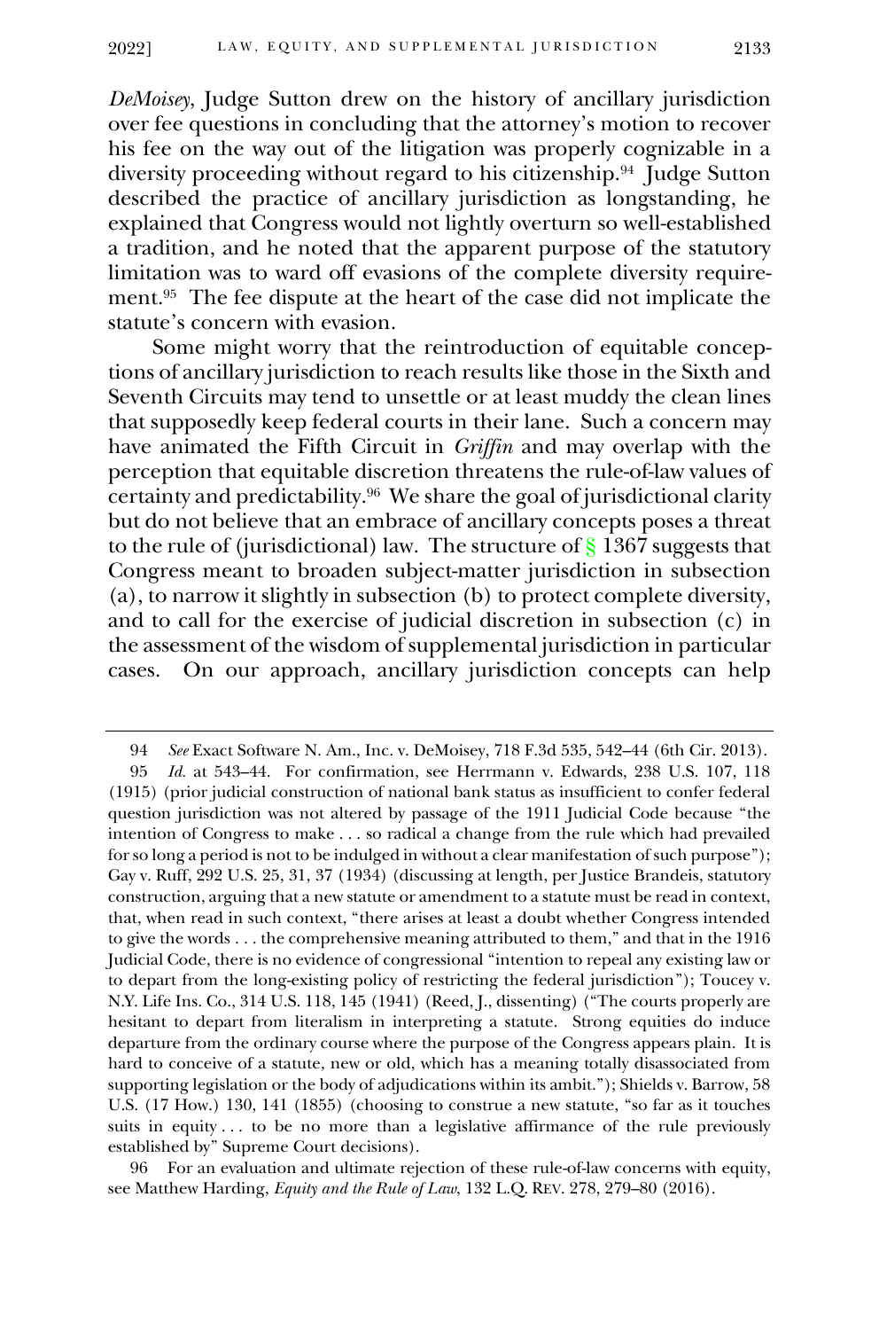*DeMoisey*, Judge Sutton drew on the history of ancillary jurisdiction over fee questions in concluding that the attorney's motion to recover his fee on the way out of the litigation was properly cognizable in a diversity proceeding without regard to his citizenship.[94] Judge Sutton described the practice of ancillary jurisdiction as longstanding, he explained that Congress would not lightly overturn so well-established a tradition, and he noted that the apparent purpose of the statutory limitation was to ward off evasions of the complete diversity requirement.[95] The fee dispute at the heart of the case did not implicate the statute's concern with evasion.

Some might worry that the reintroduction of equitable conceptions of ancillary jurisdiction to reach results like those in the Sixth and Seventh Circuits may tend to unsettle or at least muddy the clean lines that supposedly keep federal courts in their lane. Such a concern may have animated the Fifth Circuit in *Griffin* and may overlap with the perception that equitable discretion threatens the rule-of-law values of certainty and predictability.[96] We share the goal of jurisdictional clarity but do not believe that an embrace of ancillary concepts poses a threat to the rule of (jurisdictional) law. The structure of § 1367 suggests that Congress meant to broaden subject-matter jurisdiction in subsection (a), to narrow it slightly in subsection (b) to protect complete diversity, and to call for the exercise of judicial discretion in subsection (c) in the assessment of the wisdom of supplemental jurisdiction in particular cases. On our approach, ancillary jurisdiction concepts can help

---

94 *See* Exact Software N. Am., Inc. v. DeMoisey, 718 F.3d 535, 542–44 (6th Cir. 2013).

95 *Id.* at 543–44. For confirmation, see Herrmann v. Edwards, 238 U.S. 107, 118 (1915) (prior judicial construction of national bank status as insufficient to confer federal question jurisdiction was not altered by passage of the 1911 Judicial Code because "the intention of Congress to make . . . so radical a change from the rule which had prevailed for so long a period is not to be indulged in without a clear manifestation of such purpose"); Gay v. Ruff, 292 U.S. 25, 31, 37 (1934) (discussing at length, per Justice Brandeis, statutory construction, arguing that a new statute or amendment to a statute must be read in context, that, when read in such context, "there arises at least a doubt whether Congress intended to give the words . . . the comprehensive meaning attributed to them," and that in the 1916 Judicial Code, there is no evidence of congressional "intention to repeal any existing law or to depart from the long-existing policy of restricting the federal jurisdiction"); Toucey v. N.Y. Life Ins. Co., 314 U.S. 118, 145 (1941) (Reed, J., dissenting) ("The courts properly are hesitant to depart from literalism in interpreting a statute. Strong equities do induce departure from the ordinary course where the purpose of the Congress appears plain. It is hard to conceive of a statute, new or old, which has a meaning totally disassociated from supporting legislation or the body of adjudications within its ambit."); Shields v. Barrow, 58 U.S. (17 How.) 130, 141 (1855) (choosing to construe a new statute, "so far as it touches suits in equity . . . to be no more than a legislative affirmance of the rule previously established by" Supreme Court decisions).

96 For an evaluation and ultimate rejection of these rule-of-law concerns with equity, see Matthew Harding, *Equity and the Rule of Law*, 132 L.Q. REV. 278, 279–80 (2016).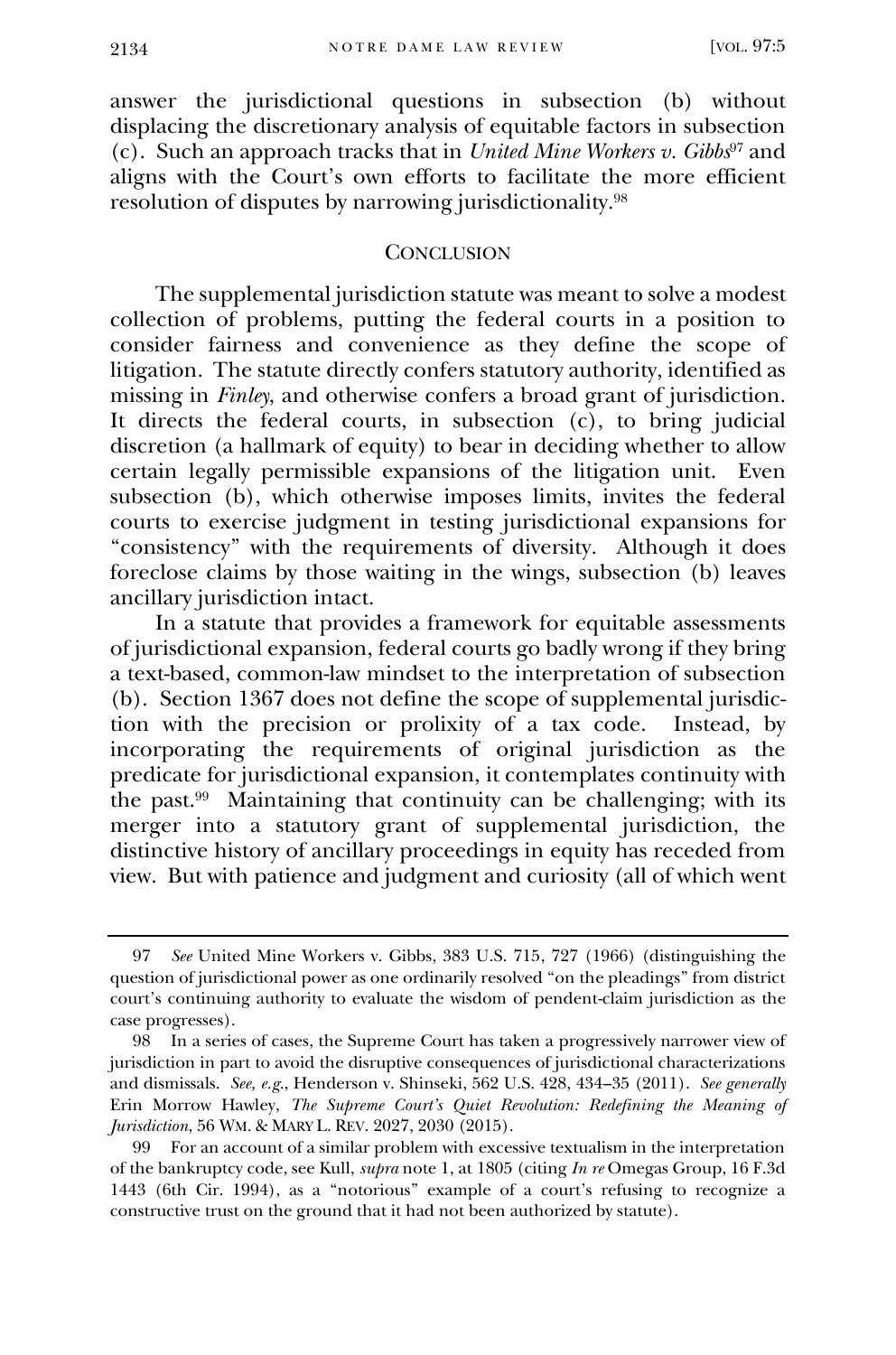answer the jurisdictional questions in subsection (b) without displacing the discretionary analysis of equitable factors in subsection (c). Such an approach tracks that in *United Mine Workers v. Gibbs*[97] and aligns with the Court's own efforts to facilitate the more efficient resolution of disputes by narrowing jurisdictionality.[98]

## CONCLUSION

The supplemental jurisdiction statute was meant to solve a modest collection of problems, putting the federal courts in a position to consider fairness and convenience as they define the scope of litigation. The statute directly confers statutory authority, identified as missing in *Finley*, and otherwise confers a broad grant of jurisdiction. It directs the federal courts, in subsection (c), to bring judicial discretion (a hallmark of equity) to bear in deciding whether to allow certain legally permissible expansions of the litigation unit. Even subsection (b), which otherwise imposes limits, invites the federal courts to exercise judgment in testing jurisdictional expansions for "consistency" with the requirements of diversity. Although it does foreclose claims by those waiting in the wings, subsection (b) leaves ancillary jurisdiction intact.

In a statute that provides a framework for equitable assessments of jurisdictional expansion, federal courts go badly wrong if they bring a text-based, common-law mindset to the interpretation of subsection (b). Section 1367 does not define the scope of supplemental jurisdiction with the precision or prolixity of a tax code. Instead, by incorporating the requirements of original jurisdiction as the predicate for jurisdictional expansion, it contemplates continuity with the past.[99] Maintaining that continuity can be challenging; with its merger into a statutory grant of supplemental jurisdiction, the distinctive history of ancillary proceedings in equity has receded from view. But with patience and judgment and curiosity (all of which went

---

97 *See* United Mine Workers v. Gibbs, 383 U.S. 715, 727 (1966) (distinguishing the question of jurisdictional power as one ordinarily resolved "on the pleadings" from district court's continuing authority to evaluate the wisdom of pendent-claim jurisdiction as the case progresses).

98 In a series of cases, the Supreme Court has taken a progressively narrower view of jurisdiction in part to avoid the disruptive consequences of jurisdictional characterizations and dismissals. *See, e.g.*, Henderson v. Shinseki, 562 U.S. 428, 434–35 (2011). *See generally* Erin Morrow Hawley, *The Supreme Court's Quiet Revolution: Redefining the Meaning of Jurisdiction*, 56 WM. & MARY L. REV. 2027, 2030 (2015).

99 For an account of a similar problem with excessive textualism in the interpretation of the bankruptcy code, see Kull, *supra* note 1, at 1805 (citing *In re* Omegas Group, 16 F.3d 1443 (6th Cir. 1994), as a "notorious" example of a court's refusing to recognize a constructive trust on the ground that it had not been authorized by statute).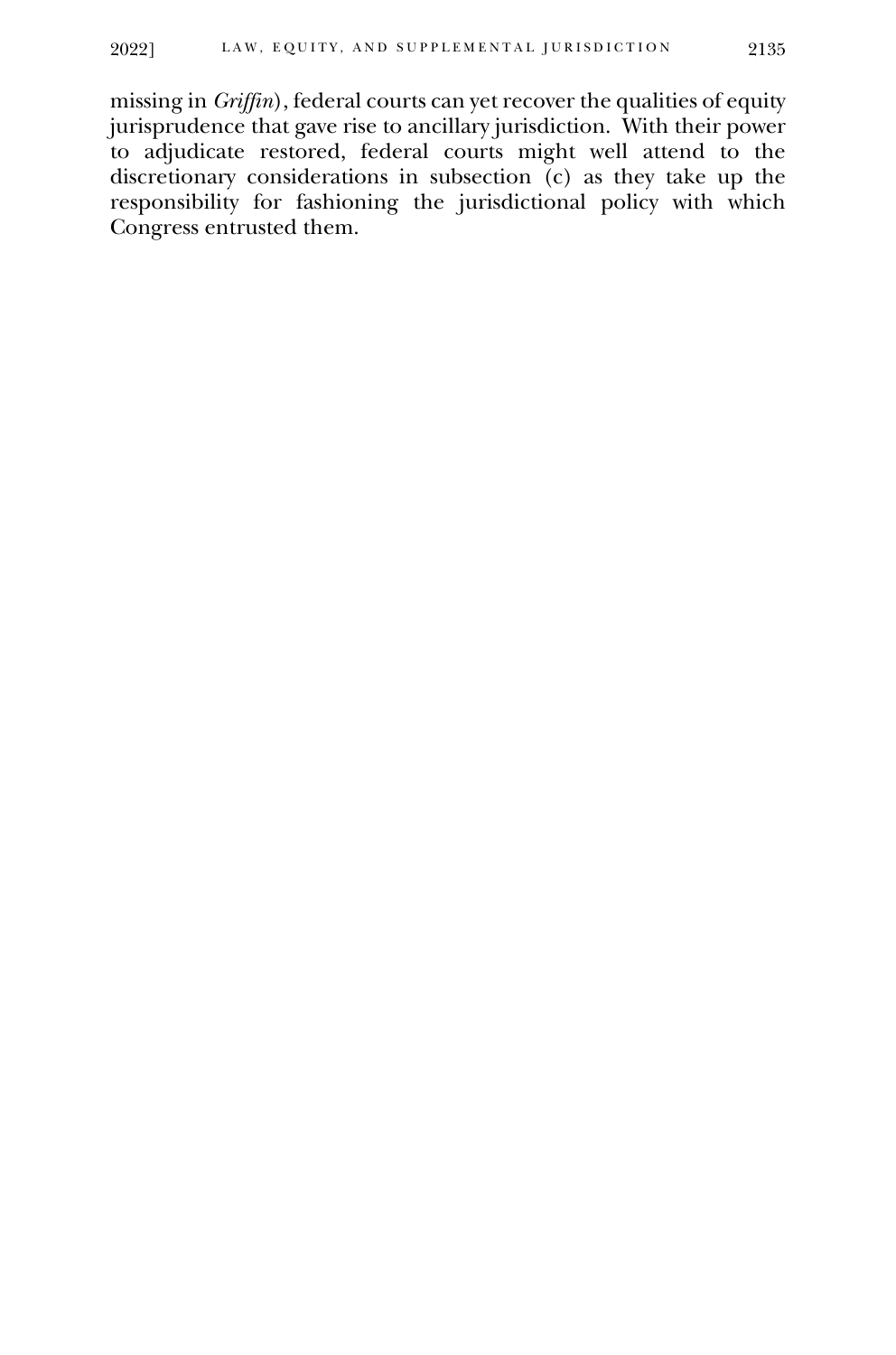missing in *Griffin*), federal courts can yet recover the qualities of equity jurisprudence that gave rise to ancillary jurisdiction. With their power to adjudicate restored, federal courts might well attend to the discretionary considerations in subsection (c) as they take up the responsibility for fashioning the jurisdictional policy with which Congress entrusted them.